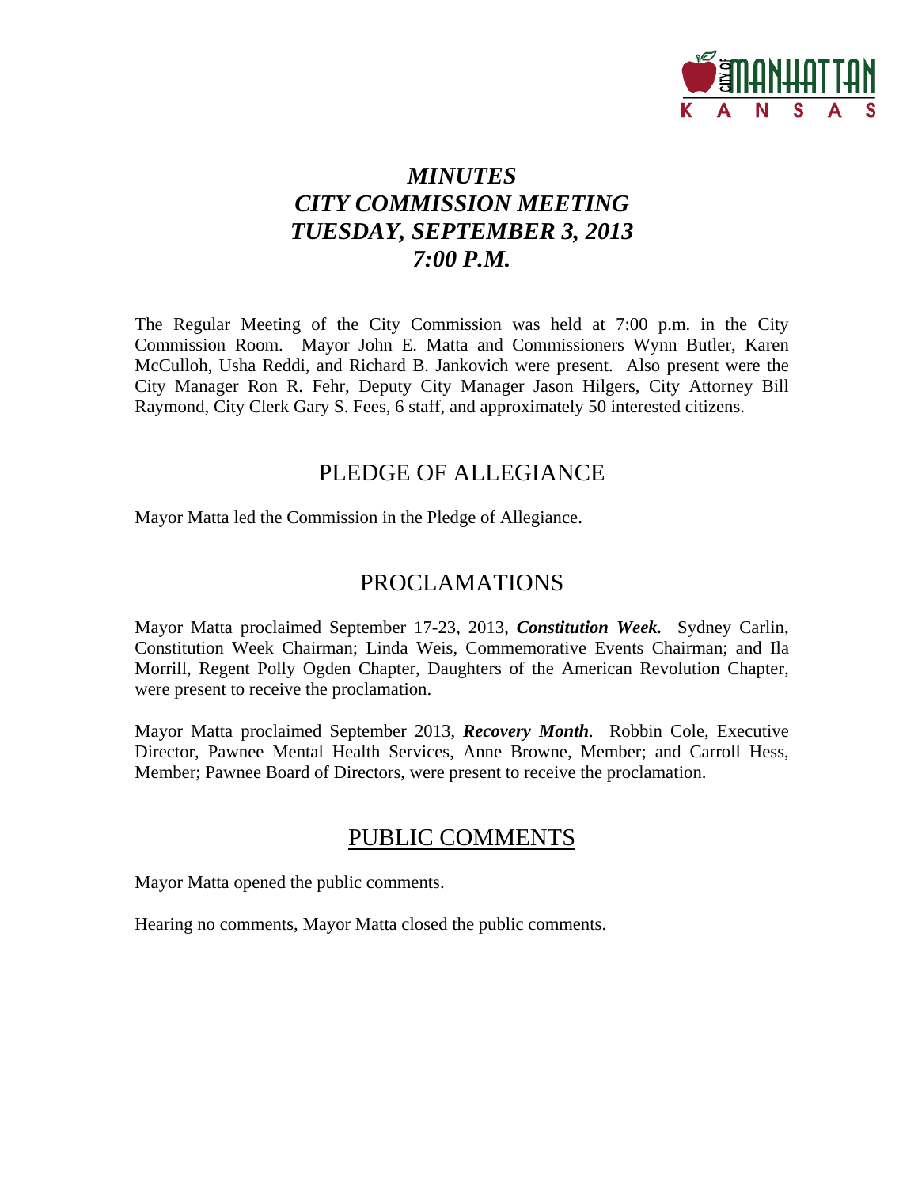# *MINUTES*
# *CITY COMMISSION MEETING*
# *TUESDAY, SEPTEMBER 3, 2013*
# *7:00 P.M.*

The Regular Meeting of the City Commission was held at 7:00 p.m. in the City Commission Room. Mayor John E. Matta and Commissioners Wynn Butler, Karen McCulloh, Usha Reddi, and Richard B. Jankovich were present. Also present were the City Manager Ron R. Fehr, Deputy City Manager Jason Hilgers, City Attorney Bill Raymond, City Clerk Gary S. Fees, 6 staff, and approximately 50 interested citizens.

## PLEDGE OF ALLEGIANCE

Mayor Matta led the Commission in the Pledge of Allegiance.

## PROCLAMATIONS

Mayor Matta proclaimed September 17-23, 2013, ***Constitution Week.*** Sydney Carlin, Constitution Week Chairman; Linda Weis, Commemorative Events Chairman; and Ila Morrill, Regent Polly Ogden Chapter, Daughters of the American Revolution Chapter, were present to receive the proclamation.

Mayor Matta proclaimed September 2013, ***Recovery Month***. Robbin Cole, Executive Director, Pawnee Mental Health Services, Anne Browne, Member; and Carroll Hess, Member; Pawnee Board of Directors, were present to receive the proclamation.

## PUBLIC COMMENTS

Mayor Matta opened the public comments.

Hearing no comments, Mayor Matta closed the public comments.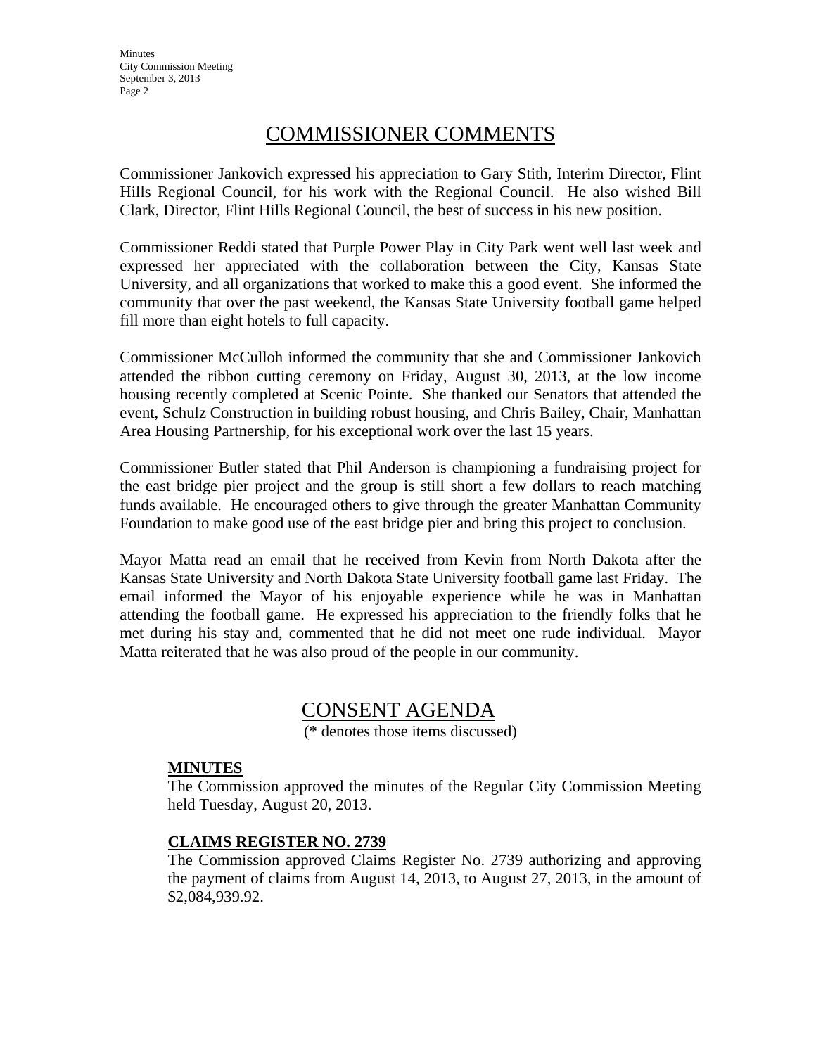## COMMISSIONER COMMENTS

Commissioner Jankovich expressed his appreciation to Gary Stith, Interim Director, Flint Hills Regional Council, for his work with the Regional Council. He also wished Bill Clark, Director, Flint Hills Regional Council, the best of success in his new position.

Commissioner Reddi stated that Purple Power Play in City Park went well last week and expressed her appreciated with the collaboration between the City, Kansas State University, and all organizations that worked to make this a good event. She informed the community that over the past weekend, the Kansas State University football game helped fill more than eight hotels to full capacity.

Commissioner McCulloh informed the community that she and Commissioner Jankovich attended the ribbon cutting ceremony on Friday, August 30, 2013, at the low income housing recently completed at Scenic Pointe. She thanked our Senators that attended the event, Schulz Construction in building robust housing, and Chris Bailey, Chair, Manhattan Area Housing Partnership, for his exceptional work over the last 15 years.

Commissioner Butler stated that Phil Anderson is championing a fundraising project for the east bridge pier project and the group is still short a few dollars to reach matching funds available. He encouraged others to give through the greater Manhattan Community Foundation to make good use of the east bridge pier and bring this project to conclusion.

Mayor Matta read an email that he received from Kevin from North Dakota after the Kansas State University and North Dakota State University football game last Friday. The email informed the Mayor of his enjoyable experience while he was in Manhattan attending the football game. He expressed his appreciation to the friendly folks that he met during his stay and, commented that he did not meet one rude individual. Mayor Matta reiterated that he was also proud of the people in our community.

## CONSENT AGENDA

(* denotes those items discussed)

**MINUTES**

The Commission approved the minutes of the Regular City Commission Meeting held Tuesday, August 20, 2013.

**CLAIMS REGISTER NO. 2739**

The Commission approved Claims Register No. 2739 authorizing and approving the payment of claims from August 14, 2013, to August 27, 2013, in the amount of $2,084,939.92.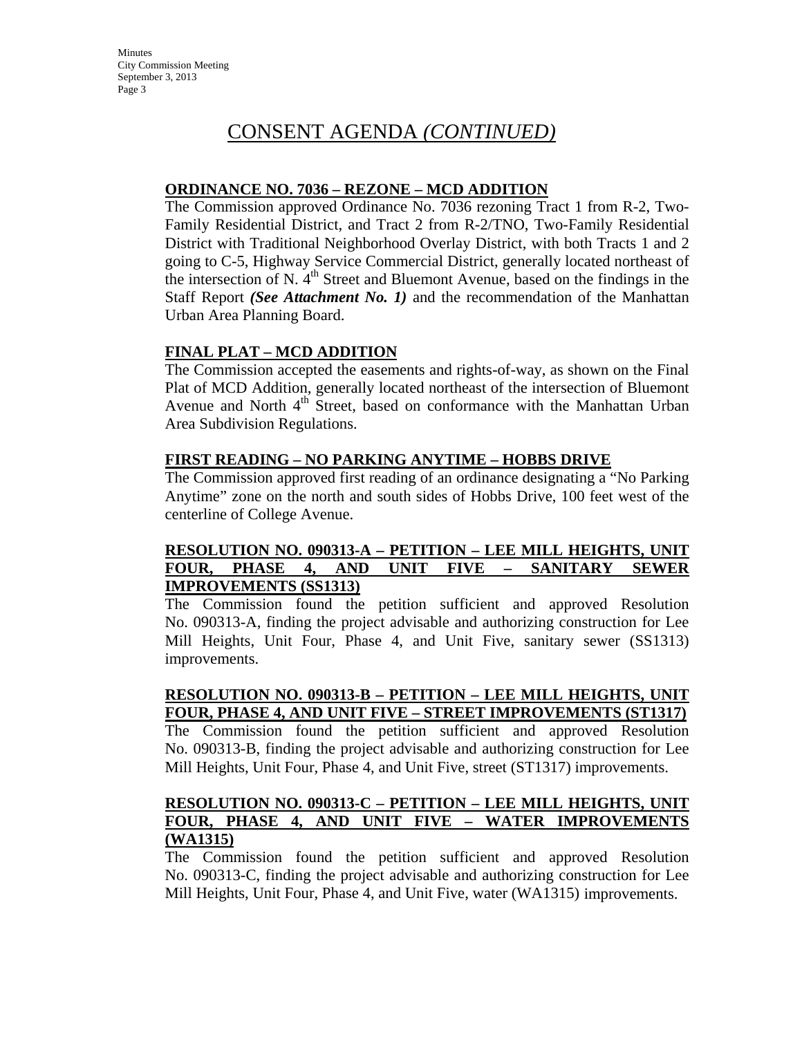# CONSENT AGENDA *(CONTINUED)*

**ORDINANCE NO. 7036 – REZONE – MCD ADDITION**

The Commission approved Ordinance No. 7036 rezoning Tract 1 from R-2, Two-Family Residential District, and Tract 2 from R-2/TNO, Two-Family Residential District with Traditional Neighborhood Overlay District, with both Tracts 1 and 2 going to C-5, Highway Service Commercial District, generally located northeast of the intersection of N. 4th Street and Bluemont Avenue, based on the findings in the Staff Report ***(See Attachment No. 1)*** and the recommendation of the Manhattan Urban Area Planning Board.

**FINAL PLAT – MCD ADDITION**

The Commission accepted the easements and rights-of-way, as shown on the Final Plat of MCD Addition, generally located northeast of the intersection of Bluemont Avenue and North 4th Street, based on conformance with the Manhattan Urban Area Subdivision Regulations.

**FIRST READING – NO PARKING ANYTIME – HOBBS DRIVE**

The Commission approved first reading of an ordinance designating a "No Parking Anytime" zone on the north and south sides of Hobbs Drive, 100 feet west of the centerline of College Avenue.

**RESOLUTION NO. 090313-A – PETITION – LEE MILL HEIGHTS, UNIT FOUR, PHASE 4, AND UNIT FIVE – SANITARY SEWER IMPROVEMENTS (SS1313)**

The Commission found the petition sufficient and approved Resolution No. 090313-A, finding the project advisable and authorizing construction for Lee Mill Heights, Unit Four, Phase 4, and Unit Five, sanitary sewer (SS1313) improvements.

**RESOLUTION NO. 090313-B – PETITION – LEE MILL HEIGHTS, UNIT FOUR, PHASE 4, AND UNIT FIVE – STREET IMPROVEMENTS (ST1317)**

The Commission found the petition sufficient and approved Resolution No. 090313-B, finding the project advisable and authorizing construction for Lee Mill Heights, Unit Four, Phase 4, and Unit Five, street (ST1317) improvements.

**RESOLUTION NO. 090313-C – PETITION – LEE MILL HEIGHTS, UNIT FOUR, PHASE 4, AND UNIT FIVE – WATER IMPROVEMENTS (WA1315)**

The Commission found the petition sufficient and approved Resolution No. 090313-C, finding the project advisable and authorizing construction for Lee Mill Heights, Unit Four, Phase 4, and Unit Five, water (WA1315) improvements.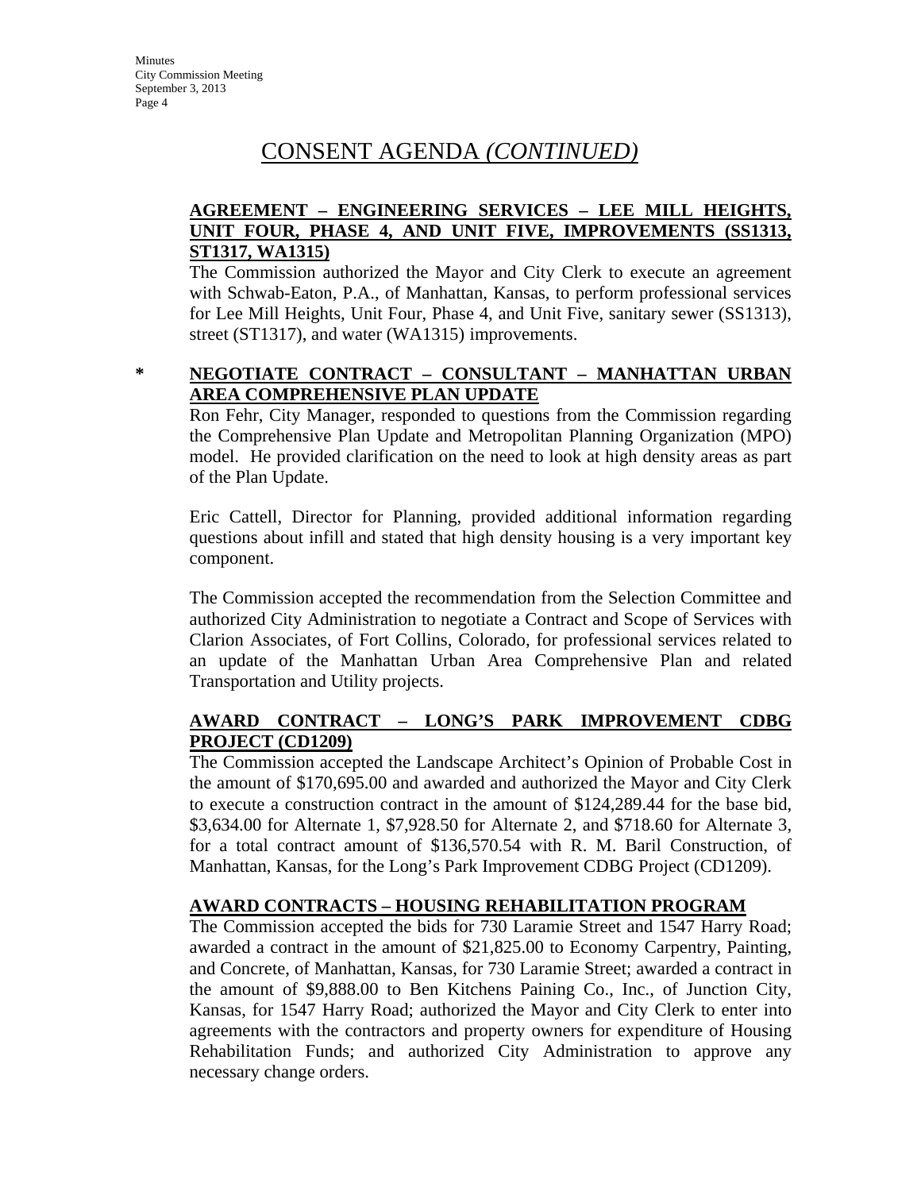# CONSENT AGENDA *(CONTINUED)*

**AGREEMENT – ENGINEERING SERVICES – LEE MILL HEIGHTS, UNIT FOUR, PHASE 4, AND UNIT FIVE, IMPROVEMENTS (SS1313, ST1317, WA1315)**

The Commission authorized the Mayor and City Clerk to execute an agreement with Schwab-Eaton, P.A., of Manhattan, Kansas, to perform professional services for Lee Mill Heights, Unit Four, Phase 4, and Unit Five, sanitary sewer (SS1313), street (ST1317), and water (WA1315) improvements.

**\* NEGOTIATE CONTRACT – CONSULTANT – MANHATTAN URBAN AREA COMPREHENSIVE PLAN UPDATE**

Ron Fehr, City Manager, responded to questions from the Commission regarding the Comprehensive Plan Update and Metropolitan Planning Organization (MPO) model. He provided clarification on the need to look at high density areas as part of the Plan Update.

Eric Cattell, Director for Planning, provided additional information regarding questions about infill and stated that high density housing is a very important key component.

The Commission accepted the recommendation from the Selection Committee and authorized City Administration to negotiate a Contract and Scope of Services with Clarion Associates, of Fort Collins, Colorado, for professional services related to an update of the Manhattan Urban Area Comprehensive Plan and related Transportation and Utility projects.

**AWARD CONTRACT – LONG'S PARK IMPROVEMENT CDBG PROJECT (CD1209)**

The Commission accepted the Landscape Architect's Opinion of Probable Cost in the amount of $170,695.00 and awarded and authorized the Mayor and City Clerk to execute a construction contract in the amount of $124,289.44 for the base bid, $3,634.00 for Alternate 1, $7,928.50 for Alternate 2, and $718.60 for Alternate 3, for a total contract amount of $136,570.54 with R. M. Baril Construction, of Manhattan, Kansas, for the Long's Park Improvement CDBG Project (CD1209).

**AWARD CONTRACTS – HOUSING REHABILITATION PROGRAM**

The Commission accepted the bids for 730 Laramie Street and 1547 Harry Road; awarded a contract in the amount of $21,825.00 to Economy Carpentry, Painting, and Concrete, of Manhattan, Kansas, for 730 Laramie Street; awarded a contract in the amount of $9,888.00 to Ben Kitchens Paining Co., Inc., of Junction City, Kansas, for 1547 Harry Road; authorized the Mayor and City Clerk to enter into agreements with the contractors and property owners for expenditure of Housing Rehabilitation Funds; and authorized City Administration to approve any necessary change orders.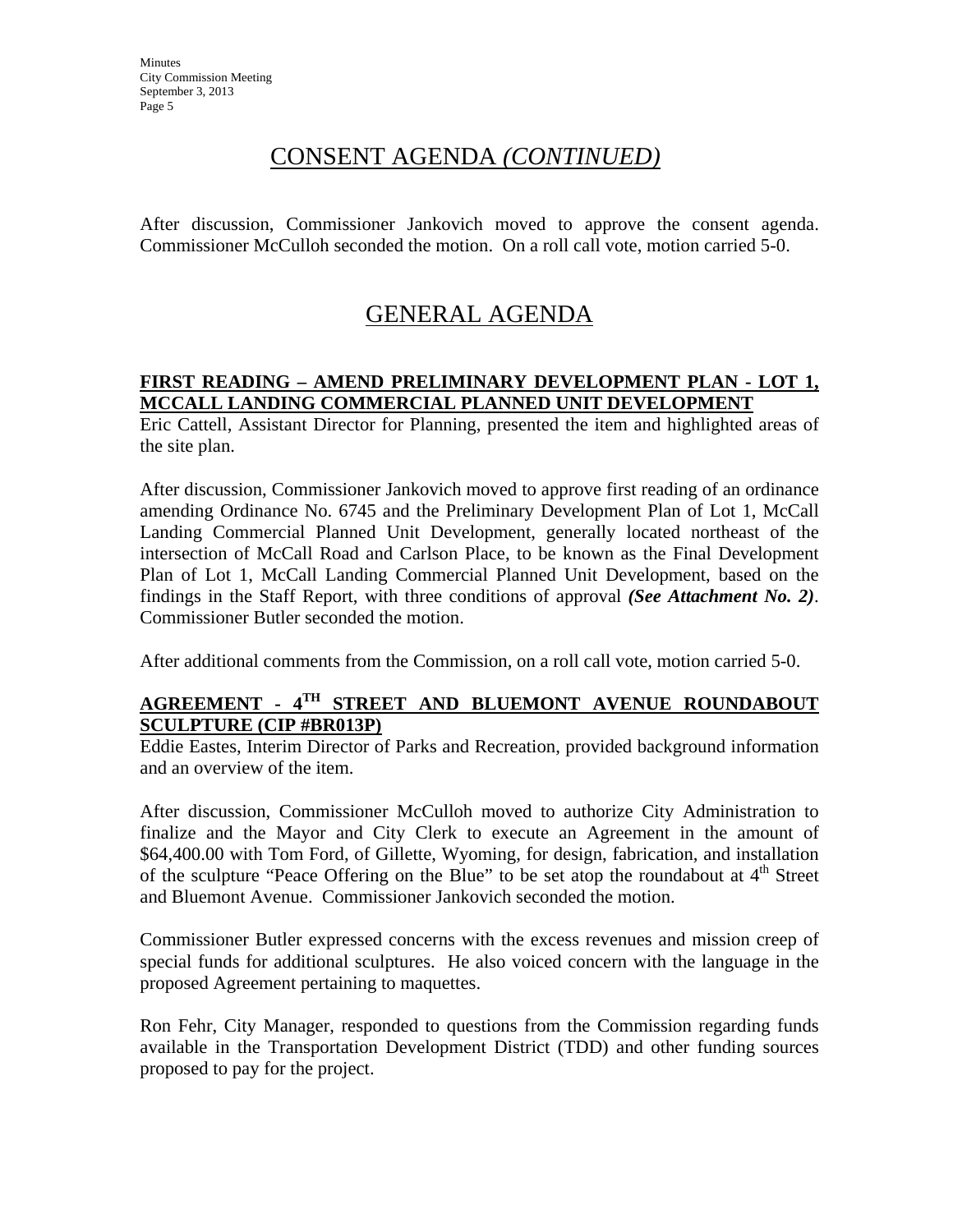## CONSENT AGENDA *(CONTINUED)*

After discussion, Commissioner Jankovich moved to approve the consent agenda. Commissioner McCulloh seconded the motion. On a roll call vote, motion carried 5-0.

## GENERAL AGENDA

**FIRST READING – AMEND PRELIMINARY DEVELOPMENT PLAN - LOT 1, MCCALL LANDING COMMERCIAL PLANNED UNIT DEVELOPMENT**

Eric Cattell, Assistant Director for Planning, presented the item and highlighted areas of the site plan.

After discussion, Commissioner Jankovich moved to approve first reading of an ordinance amending Ordinance No. 6745 and the Preliminary Development Plan of Lot 1, McCall Landing Commercial Planned Unit Development, generally located northeast of the intersection of McCall Road and Carlson Place, to be known as the Final Development Plan of Lot 1, McCall Landing Commercial Planned Unit Development, based on the findings in the Staff Report, with three conditions of approval ***(See Attachment No. 2)***. Commissioner Butler seconded the motion.

After additional comments from the Commission, on a roll call vote, motion carried 5-0.

**AGREEMENT - 4TH STREET AND BLUEMONT AVENUE ROUNDABOUT SCULPTURE (CIP #BR013P)**

Eddie Eastes, Interim Director of Parks and Recreation, provided background information and an overview of the item.

After discussion, Commissioner McCulloh moved to authorize City Administration to finalize and the Mayor and City Clerk to execute an Agreement in the amount of $64,400.00 with Tom Ford, of Gillette, Wyoming, for design, fabrication, and installation of the sculpture "Peace Offering on the Blue" to be set atop the roundabout at 4th Street and Bluemont Avenue. Commissioner Jankovich seconded the motion.

Commissioner Butler expressed concerns with the excess revenues and mission creep of special funds for additional sculptures. He also voiced concern with the language in the proposed Agreement pertaining to maquettes.

Ron Fehr, City Manager, responded to questions from the Commission regarding funds available in the Transportation Development District (TDD) and other funding sources proposed to pay for the project.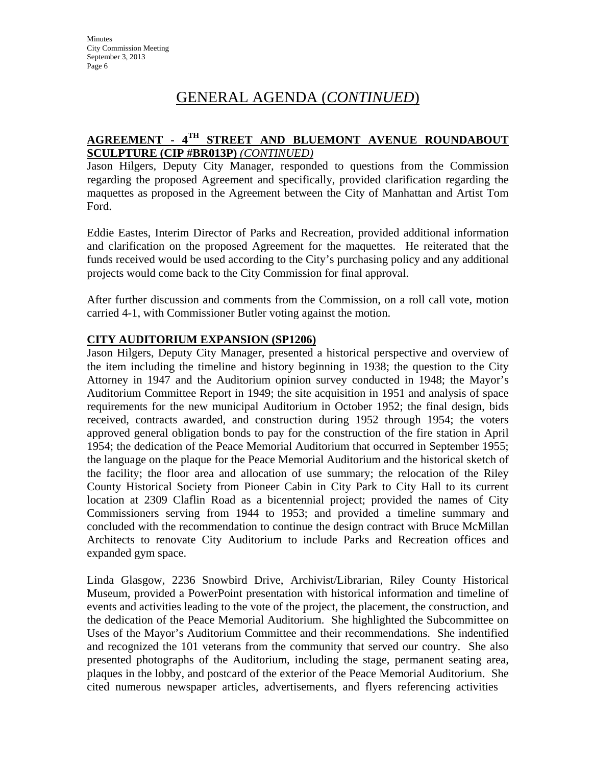# GENERAL AGENDA (*CONTINUED*)

## AGREEMENT - 4TH STREET AND BLUEMONT AVENUE ROUNDABOUT SCULPTURE (CIP #BR013P) *(CONTINUED)*

Jason Hilgers, Deputy City Manager, responded to questions from the Commission regarding the proposed Agreement and specifically, provided clarification regarding the maquettes as proposed in the Agreement between the City of Manhattan and Artist Tom Ford.

Eddie Eastes, Interim Director of Parks and Recreation, provided additional information and clarification on the proposed Agreement for the maquettes. He reiterated that the funds received would be used according to the City's purchasing policy and any additional projects would come back to the City Commission for final approval.

After further discussion and comments from the Commission, on a roll call vote, motion carried 4-1, with Commissioner Butler voting against the motion.

## CITY AUDITORIUM EXPANSION (SP1206)

Jason Hilgers, Deputy City Manager, presented a historical perspective and overview of the item including the timeline and history beginning in 1938; the question to the City Attorney in 1947 and the Auditorium opinion survey conducted in 1948; the Mayor's Auditorium Committee Report in 1949; the site acquisition in 1951 and analysis of space requirements for the new municipal Auditorium in October 1952; the final design, bids received, contracts awarded, and construction during 1952 through 1954; the voters approved general obligation bonds to pay for the construction of the fire station in April 1954; the dedication of the Peace Memorial Auditorium that occurred in September 1955; the language on the plaque for the Peace Memorial Auditorium and the historical sketch of the facility; the floor area and allocation of use summary; the relocation of the Riley County Historical Society from Pioneer Cabin in City Park to City Hall to its current location at 2309 Claflin Road as a bicentennial project; provided the names of City Commissioners serving from 1944 to 1953; and provided a timeline summary and concluded with the recommendation to continue the design contract with Bruce McMillan Architects to renovate City Auditorium to include Parks and Recreation offices and expanded gym space.

Linda Glasgow, 2236 Snowbird Drive, Archivist/Librarian, Riley County Historical Museum, provided a PowerPoint presentation with historical information and timeline of events and activities leading to the vote of the project, the placement, the construction, and the dedication of the Peace Memorial Auditorium. She highlighted the Subcommittee on Uses of the Mayor's Auditorium Committee and their recommendations. She indentified and recognized the 101 veterans from the community that served our country. She also presented photographs of the Auditorium, including the stage, permanent seating area, plaques in the lobby, and postcard of the exterior of the Peace Memorial Auditorium. She cited numerous newspaper articles, advertisements, and flyers referencing activities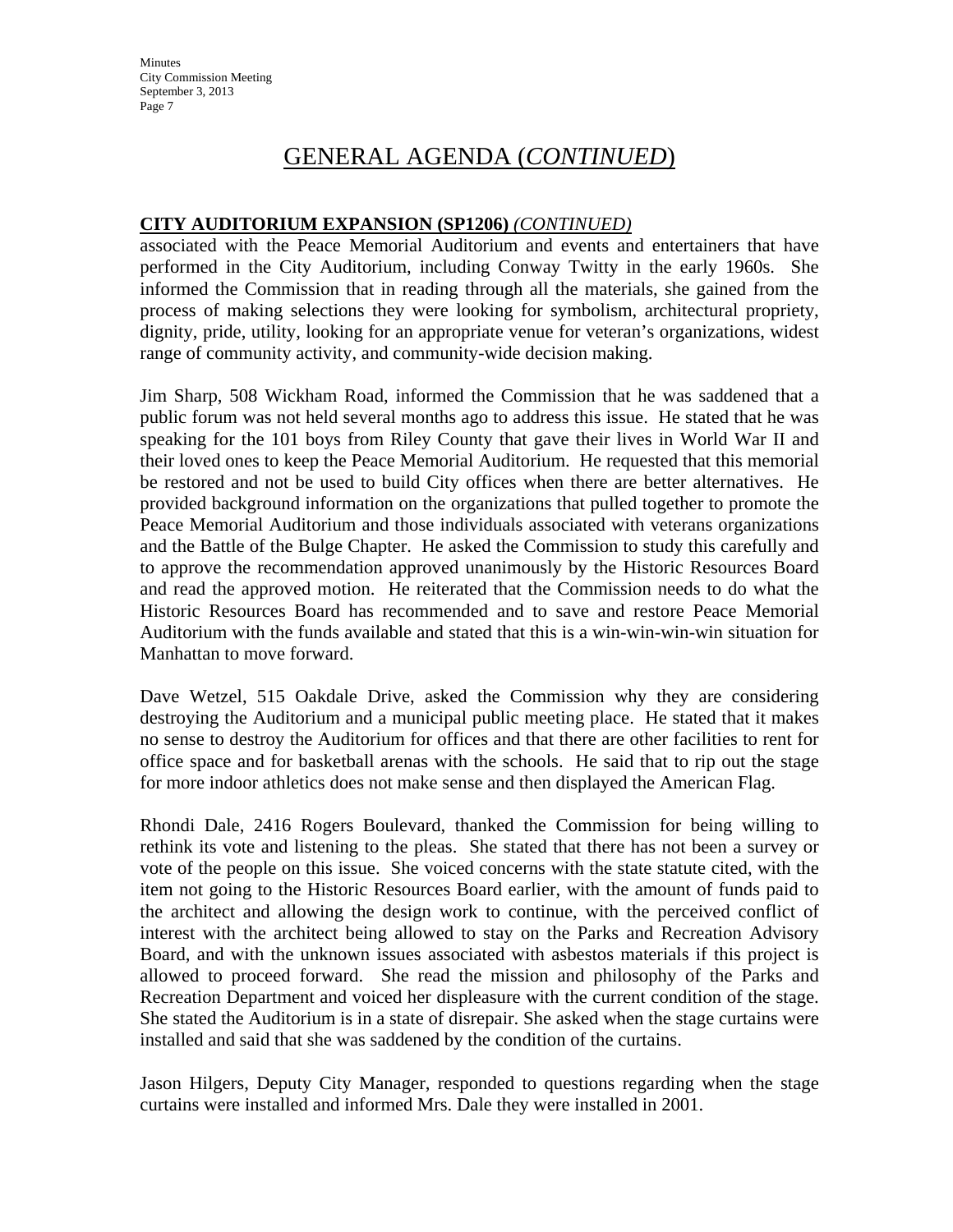# GENERAL AGENDA (*CONTINUED*)

**CITY AUDITORIUM EXPANSION (SP1206)** *(CONTINUED)*

associated with the Peace Memorial Auditorium and events and entertainers that have performed in the City Auditorium, including Conway Twitty in the early 1960s. She informed the Commission that in reading through all the materials, she gained from the process of making selections they were looking for symbolism, architectural propriety, dignity, pride, utility, looking for an appropriate venue for veteran's organizations, widest range of community activity, and community-wide decision making.

Jim Sharp, 508 Wickham Road, informed the Commission that he was saddened that a public forum was not held several months ago to address this issue. He stated that he was speaking for the 101 boys from Riley County that gave their lives in World War II and their loved ones to keep the Peace Memorial Auditorium. He requested that this memorial be restored and not be used to build City offices when there are better alternatives. He provided background information on the organizations that pulled together to promote the Peace Memorial Auditorium and those individuals associated with veterans organizations and the Battle of the Bulge Chapter. He asked the Commission to study this carefully and to approve the recommendation approved unanimously by the Historic Resources Board and read the approved motion. He reiterated that the Commission needs to do what the Historic Resources Board has recommended and to save and restore Peace Memorial Auditorium with the funds available and stated that this is a win-win-win-win situation for Manhattan to move forward.

Dave Wetzel, 515 Oakdale Drive, asked the Commission why they are considering destroying the Auditorium and a municipal public meeting place. He stated that it makes no sense to destroy the Auditorium for offices and that there are other facilities to rent for office space and for basketball arenas with the schools. He said that to rip out the stage for more indoor athletics does not make sense and then displayed the American Flag.

Rhondi Dale, 2416 Rogers Boulevard, thanked the Commission for being willing to rethink its vote and listening to the pleas. She stated that there has not been a survey or vote of the people on this issue. She voiced concerns with the state statute cited, with the item not going to the Historic Resources Board earlier, with the amount of funds paid to the architect and allowing the design work to continue, with the perceived conflict of interest with the architect being allowed to stay on the Parks and Recreation Advisory Board, and with the unknown issues associated with asbestos materials if this project is allowed to proceed forward. She read the mission and philosophy of the Parks and Recreation Department and voiced her displeasure with the current condition of the stage. She stated the Auditorium is in a state of disrepair. She asked when the stage curtains were installed and said that she was saddened by the condition of the curtains.

Jason Hilgers, Deputy City Manager, responded to questions regarding when the stage curtains were installed and informed Mrs. Dale they were installed in 2001.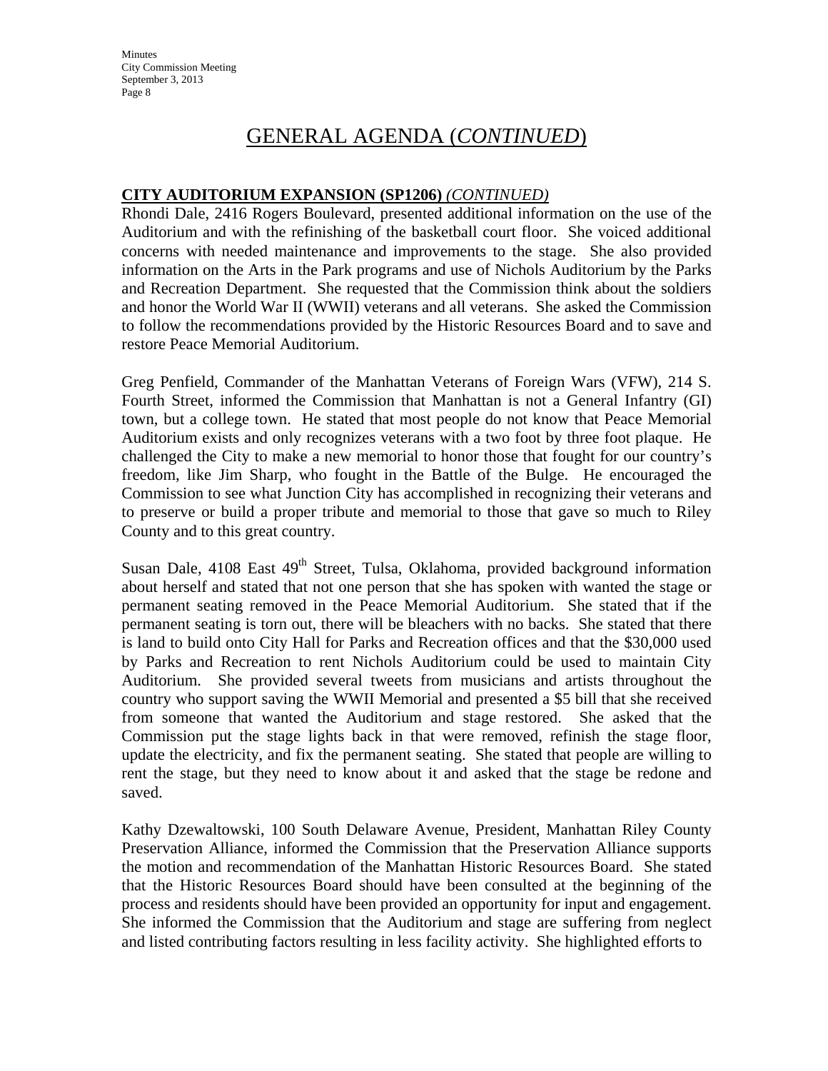# GENERAL AGENDA (*CONTINUED*)

**CITY AUDITORIUM EXPANSION (SP1206)** *(CONTINUED)*

Rhondi Dale, 2416 Rogers Boulevard, presented additional information on the use of the Auditorium and with the refinishing of the basketball court floor. She voiced additional concerns with needed maintenance and improvements to the stage. She also provided information on the Arts in the Park programs and use of Nichols Auditorium by the Parks and Recreation Department. She requested that the Commission think about the soldiers and honor the World War II (WWII) veterans and all veterans. She asked the Commission to follow the recommendations provided by the Historic Resources Board and to save and restore Peace Memorial Auditorium.

Greg Penfield, Commander of the Manhattan Veterans of Foreign Wars (VFW), 214 S. Fourth Street, informed the Commission that Manhattan is not a General Infantry (GI) town, but a college town. He stated that most people do not know that Peace Memorial Auditorium exists and only recognizes veterans with a two foot by three foot plaque. He challenged the City to make a new memorial to honor those that fought for our country's freedom, like Jim Sharp, who fought in the Battle of the Bulge. He encouraged the Commission to see what Junction City has accomplished in recognizing their veterans and to preserve or build a proper tribute and memorial to those that gave so much to Riley County and to this great country.

Susan Dale, 4108 East 49th Street, Tulsa, Oklahoma, provided background information about herself and stated that not one person that she has spoken with wanted the stage or permanent seating removed in the Peace Memorial Auditorium. She stated that if the permanent seating is torn out, there will be bleachers with no backs. She stated that there is land to build onto City Hall for Parks and Recreation offices and that the $30,000 used by Parks and Recreation to rent Nichols Auditorium could be used to maintain City Auditorium. She provided several tweets from musicians and artists throughout the country who support saving the WWII Memorial and presented a $5 bill that she received from someone that wanted the Auditorium and stage restored. She asked that the Commission put the stage lights back in that were removed, refinish the stage floor, update the electricity, and fix the permanent seating. She stated that people are willing to rent the stage, but they need to know about it and asked that the stage be redone and saved.

Kathy Dzewaltowski, 100 South Delaware Avenue, President, Manhattan Riley County Preservation Alliance, informed the Commission that the Preservation Alliance supports the motion and recommendation of the Manhattan Historic Resources Board. She stated that the Historic Resources Board should have been consulted at the beginning of the process and residents should have been provided an opportunity for input and engagement. She informed the Commission that the Auditorium and stage are suffering from neglect and listed contributing factors resulting in less facility activity. She highlighted efforts to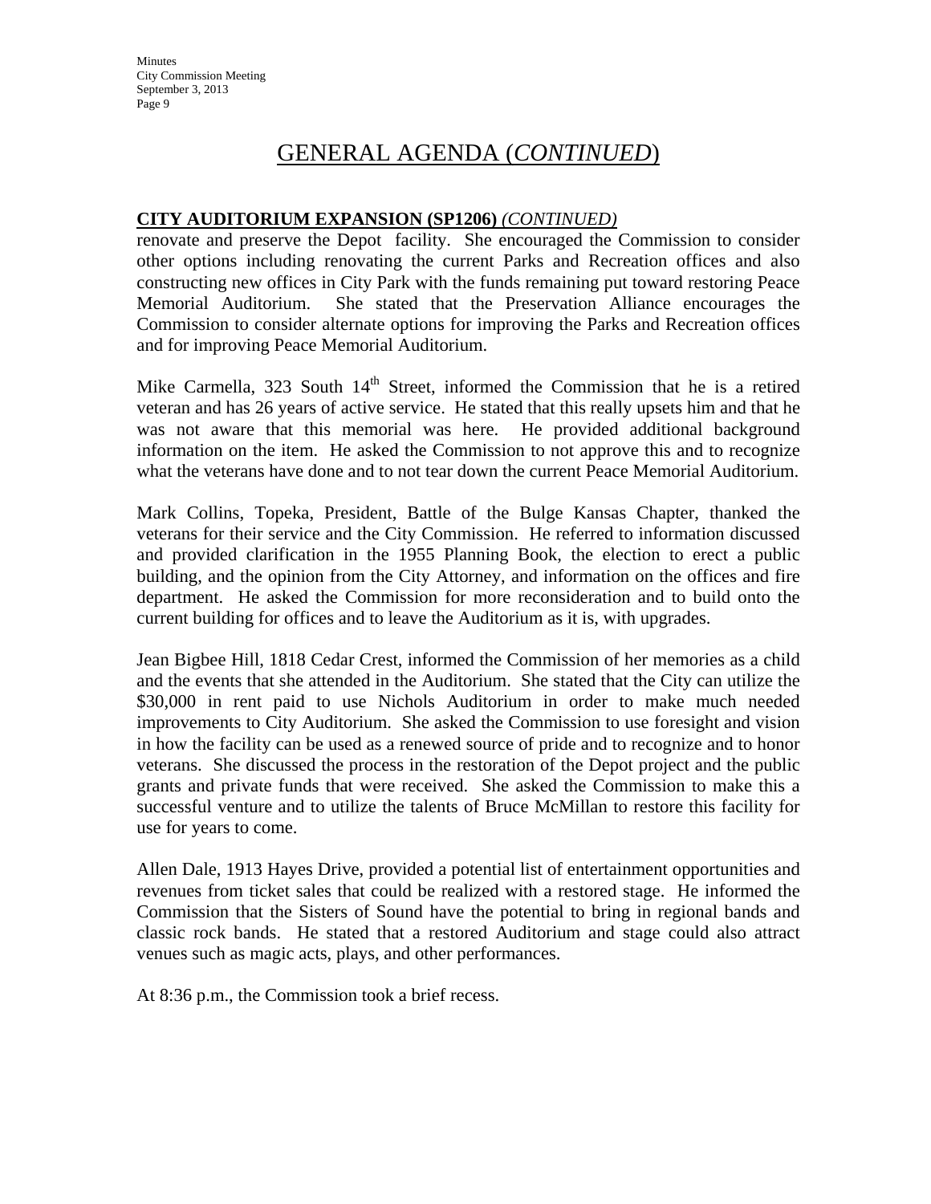# GENERAL AGENDA (*CONTINUED*)

**CITY AUDITORIUM EXPANSION (SP1206)** *(CONTINUED)*

renovate and preserve the Depot facility. She encouraged the Commission to consider other options including renovating the current Parks and Recreation offices and also constructing new offices in City Park with the funds remaining put toward restoring Peace Memorial Auditorium. She stated that the Preservation Alliance encourages the Commission to consider alternate options for improving the Parks and Recreation offices and for improving Peace Memorial Auditorium.

Mike Carmella, 323 South 14th Street, informed the Commission that he is a retired veteran and has 26 years of active service. He stated that this really upsets him and that he was not aware that this memorial was here. He provided additional background information on the item. He asked the Commission to not approve this and to recognize what the veterans have done and to not tear down the current Peace Memorial Auditorium.

Mark Collins, Topeka, President, Battle of the Bulge Kansas Chapter, thanked the veterans for their service and the City Commission. He referred to information discussed and provided clarification in the 1955 Planning Book, the election to erect a public building, and the opinion from the City Attorney, and information on the offices and fire department. He asked the Commission for more reconsideration and to build onto the current building for offices and to leave the Auditorium as it is, with upgrades.

Jean Bigbee Hill, 1818 Cedar Crest, informed the Commission of her memories as a child and the events that she attended in the Auditorium. She stated that the City can utilize the $30,000 in rent paid to use Nichols Auditorium in order to make much needed improvements to City Auditorium. She asked the Commission to use foresight and vision in how the facility can be used as a renewed source of pride and to recognize and to honor veterans. She discussed the process in the restoration of the Depot project and the public grants and private funds that were received. She asked the Commission to make this a successful venture and to utilize the talents of Bruce McMillan to restore this facility for use for years to come.

Allen Dale, 1913 Hayes Drive, provided a potential list of entertainment opportunities and revenues from ticket sales that could be realized with a restored stage. He informed the Commission that the Sisters of Sound have the potential to bring in regional bands and classic rock bands. He stated that a restored Auditorium and stage could also attract venues such as magic acts, plays, and other performances.

At 8:36 p.m., the Commission took a brief recess.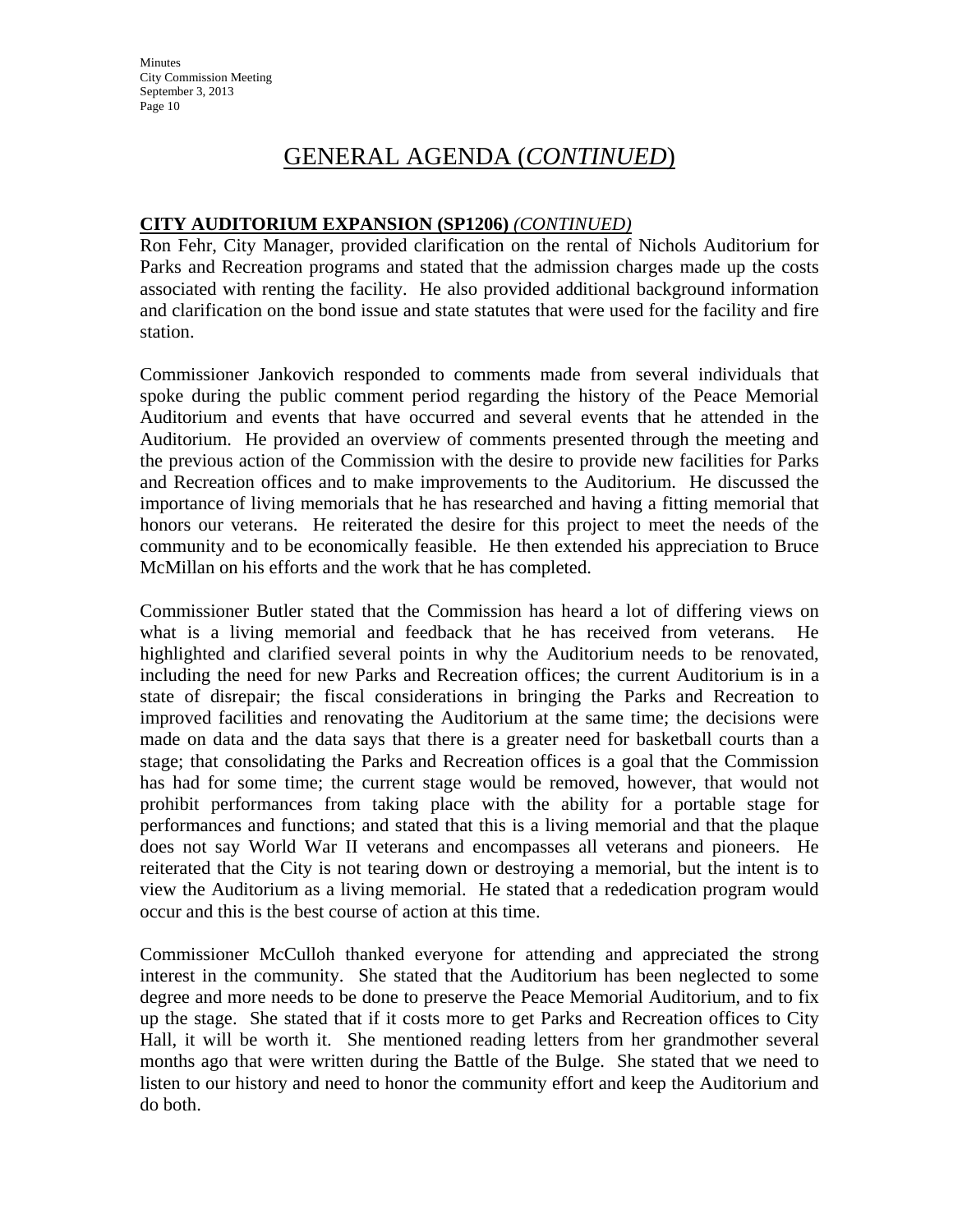# GENERAL AGENDA (*CONTINUED*)

**CITY AUDITORIUM EXPANSION (SP1206)** *(CONTINUED)*

Ron Fehr, City Manager, provided clarification on the rental of Nichols Auditorium for Parks and Recreation programs and stated that the admission charges made up the costs associated with renting the facility. He also provided additional background information and clarification on the bond issue and state statutes that were used for the facility and fire station.

Commissioner Jankovich responded to comments made from several individuals that spoke during the public comment period regarding the history of the Peace Memorial Auditorium and events that have occurred and several events that he attended in the Auditorium. He provided an overview of comments presented through the meeting and the previous action of the Commission with the desire to provide new facilities for Parks and Recreation offices and to make improvements to the Auditorium. He discussed the importance of living memorials that he has researched and having a fitting memorial that honors our veterans. He reiterated the desire for this project to meet the needs of the community and to be economically feasible. He then extended his appreciation to Bruce McMillan on his efforts and the work that he has completed.

Commissioner Butler stated that the Commission has heard a lot of differing views on what is a living memorial and feedback that he has received from veterans. He highlighted and clarified several points in why the Auditorium needs to be renovated, including the need for new Parks and Recreation offices; the current Auditorium is in a state of disrepair; the fiscal considerations in bringing the Parks and Recreation to improved facilities and renovating the Auditorium at the same time; the decisions were made on data and the data says that there is a greater need for basketball courts than a stage; that consolidating the Parks and Recreation offices is a goal that the Commission has had for some time; the current stage would be removed, however, that would not prohibit performances from taking place with the ability for a portable stage for performances and functions; and stated that this is a living memorial and that the plaque does not say World War II veterans and encompasses all veterans and pioneers. He reiterated that the City is not tearing down or destroying a memorial, but the intent is to view the Auditorium as a living memorial. He stated that a rededication program would occur and this is the best course of action at this time.

Commissioner McCulloh thanked everyone for attending and appreciated the strong interest in the community. She stated that the Auditorium has been neglected to some degree and more needs to be done to preserve the Peace Memorial Auditorium, and to fix up the stage. She stated that if it costs more to get Parks and Recreation offices to City Hall, it will be worth it. She mentioned reading letters from her grandmother several months ago that were written during the Battle of the Bulge. She stated that we need to listen to our history and need to honor the community effort and keep the Auditorium and do both.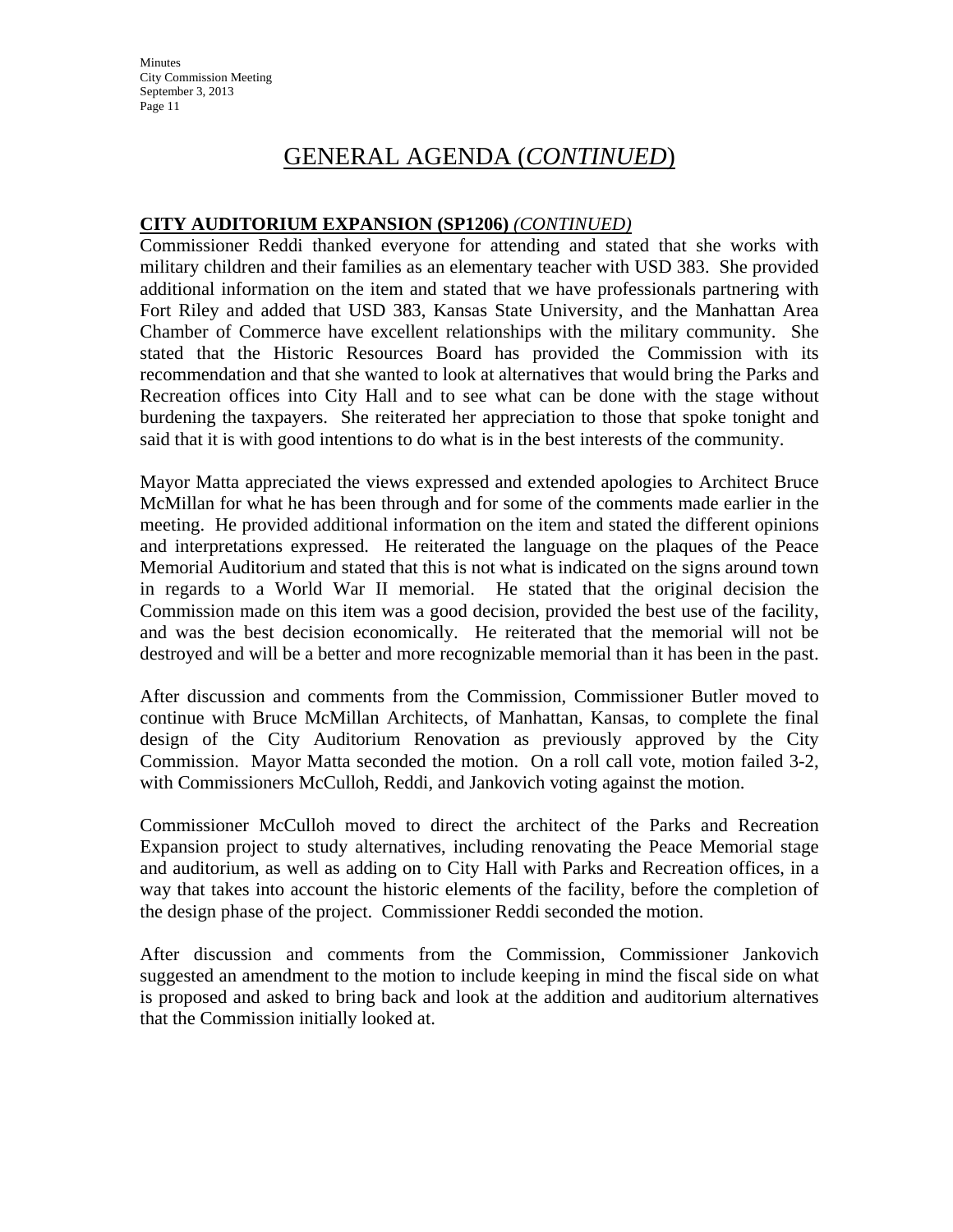# GENERAL AGENDA (*CONTINUED*)

**CITY AUDITORIUM EXPANSION (SP1206)** *(CONTINUED)*

Commissioner Reddi thanked everyone for attending and stated that she works with military children and their families as an elementary teacher with USD 383. She provided additional information on the item and stated that we have professionals partnering with Fort Riley and added that USD 383, Kansas State University, and the Manhattan Area Chamber of Commerce have excellent relationships with the military community. She stated that the Historic Resources Board has provided the Commission with its recommendation and that she wanted to look at alternatives that would bring the Parks and Recreation offices into City Hall and to see what can be done with the stage without burdening the taxpayers. She reiterated her appreciation to those that spoke tonight and said that it is with good intentions to do what is in the best interests of the community.

Mayor Matta appreciated the views expressed and extended apologies to Architect Bruce McMillan for what he has been through and for some of the comments made earlier in the meeting. He provided additional information on the item and stated the different opinions and interpretations expressed. He reiterated the language on the plaques of the Peace Memorial Auditorium and stated that this is not what is indicated on the signs around town in regards to a World War II memorial. He stated that the original decision the Commission made on this item was a good decision, provided the best use of the facility, and was the best decision economically. He reiterated that the memorial will not be destroyed and will be a better and more recognizable memorial than it has been in the past.

After discussion and comments from the Commission, Commissioner Butler moved to continue with Bruce McMillan Architects, of Manhattan, Kansas, to complete the final design of the City Auditorium Renovation as previously approved by the City Commission. Mayor Matta seconded the motion. On a roll call vote, motion failed 3-2, with Commissioners McCulloh, Reddi, and Jankovich voting against the motion.

Commissioner McCulloh moved to direct the architect of the Parks and Recreation Expansion project to study alternatives, including renovating the Peace Memorial stage and auditorium, as well as adding on to City Hall with Parks and Recreation offices, in a way that takes into account the historic elements of the facility, before the completion of the design phase of the project. Commissioner Reddi seconded the motion.

After discussion and comments from the Commission, Commissioner Jankovich suggested an amendment to the motion to include keeping in mind the fiscal side on what is proposed and asked to bring back and look at the addition and auditorium alternatives that the Commission initially looked at.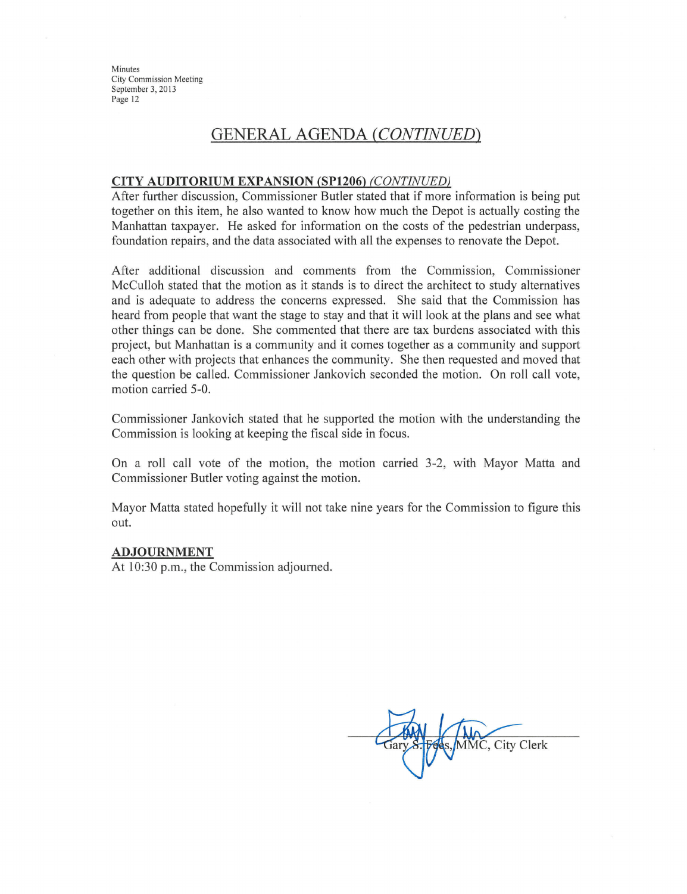## GENERAL AGENDA *(CONTINUED)*

**CITY AUDITORIUM EXPANSION (SP1206)** *(CONTINUED)*

After further discussion, Commissioner Butler stated that if more information is being put together on this item, he also wanted to know how much the Depot is actually costing the Manhattan taxpayer. He asked for information on the costs of the pedestrian underpass, foundation repairs, and the data associated with all the expenses to renovate the Depot.

After additional discussion and comments from the Commission, Commissioner McCulloh stated that the motion as it stands is to direct the architect to study alternatives and is adequate to address the concerns expressed. She said that the Commission has heard from people that want the stage to stay and that it will look at the plans and see what other things can be done. She commented that there are tax burdens associated with this project, but Manhattan is a community and it comes together as a community and support each other with projects that enhances the community. She then requested and moved that the question be called. Commissioner Jankovich seconded the motion. On roll call vote, motion carried 5-0.

Commissioner Jankovich stated that he supported the motion with the understanding the Commission is looking at keeping the fiscal side in focus.

On a roll call vote of the motion, the motion carried 3-2, with Mayor Matta and Commissioner Butler voting against the motion.

Mayor Matta stated hopefully it will not take nine years for the Commission to figure this out.

**ADJOURNMENT**

At 10:30 p.m., the Commission adjourned.

Gary S. Fees, MMC, City Clerk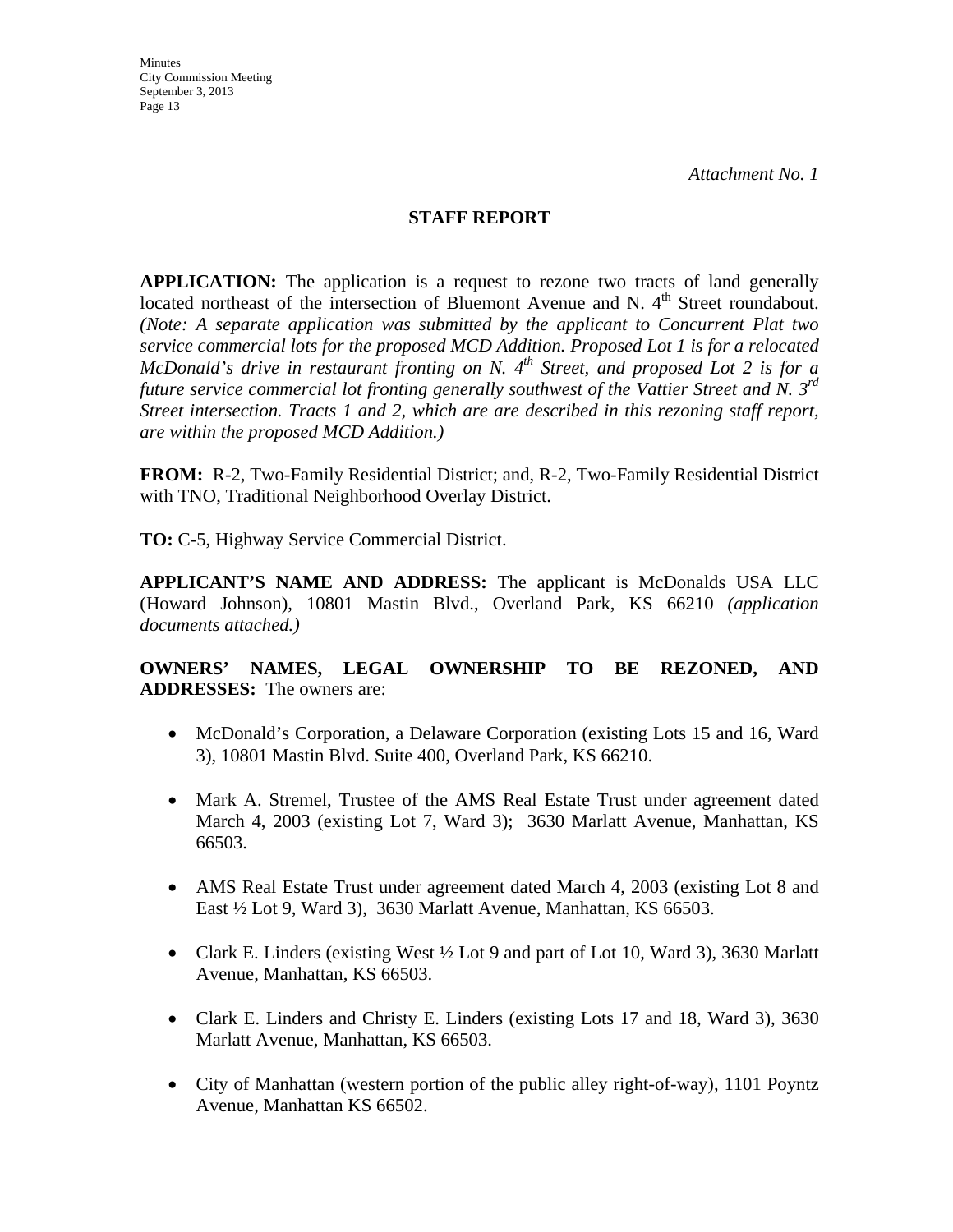*Attachment No. 1*

## STAFF REPORT

**APPLICATION:** The application is a request to rezone two tracts of land generally located northeast of the intersection of Bluemont Avenue and N. 4th Street roundabout. *(Note: A separate application was submitted by the applicant to Concurrent Plat two service commercial lots for the proposed MCD Addition. Proposed Lot 1 is for a relocated McDonald's drive in restaurant fronting on N. 4th Street, and proposed Lot 2 is for a future service commercial lot fronting generally southwest of the Vattier Street and N. 3rd Street intersection. Tracts 1 and 2, which are are described in this rezoning staff report, are within the proposed MCD Addition.)*

**FROM:** R-2, Two-Family Residential District; and, R-2, Two-Family Residential District with TNO, Traditional Neighborhood Overlay District.

**TO:** C-5, Highway Service Commercial District.

**APPLICANT'S NAME AND ADDRESS:** The applicant is McDonalds USA LLC (Howard Johnson), 10801 Mastin Blvd., Overland Park, KS 66210 *(application documents attached.)*

**OWNERS' NAMES, LEGAL OWNERSHIP TO BE REZONED, AND ADDRESSES:** The owners are:

- McDonald's Corporation, a Delaware Corporation (existing Lots 15 and 16, Ward 3), 10801 Mastin Blvd. Suite 400, Overland Park, KS 66210.
- Mark A. Stremel, Trustee of the AMS Real Estate Trust under agreement dated March 4, 2003 (existing Lot 7, Ward 3); 3630 Marlatt Avenue, Manhattan, KS 66503.
- AMS Real Estate Trust under agreement dated March 4, 2003 (existing Lot 8 and East ½ Lot 9, Ward 3), 3630 Marlatt Avenue, Manhattan, KS 66503.
- Clark E. Linders (existing West ½ Lot 9 and part of Lot 10, Ward 3), 3630 Marlatt Avenue, Manhattan, KS 66503.
- Clark E. Linders and Christy E. Linders (existing Lots 17 and 18, Ward 3), 3630 Marlatt Avenue, Manhattan, KS 66503.
- City of Manhattan (western portion of the public alley right-of-way), 1101 Poyntz Avenue, Manhattan KS 66502.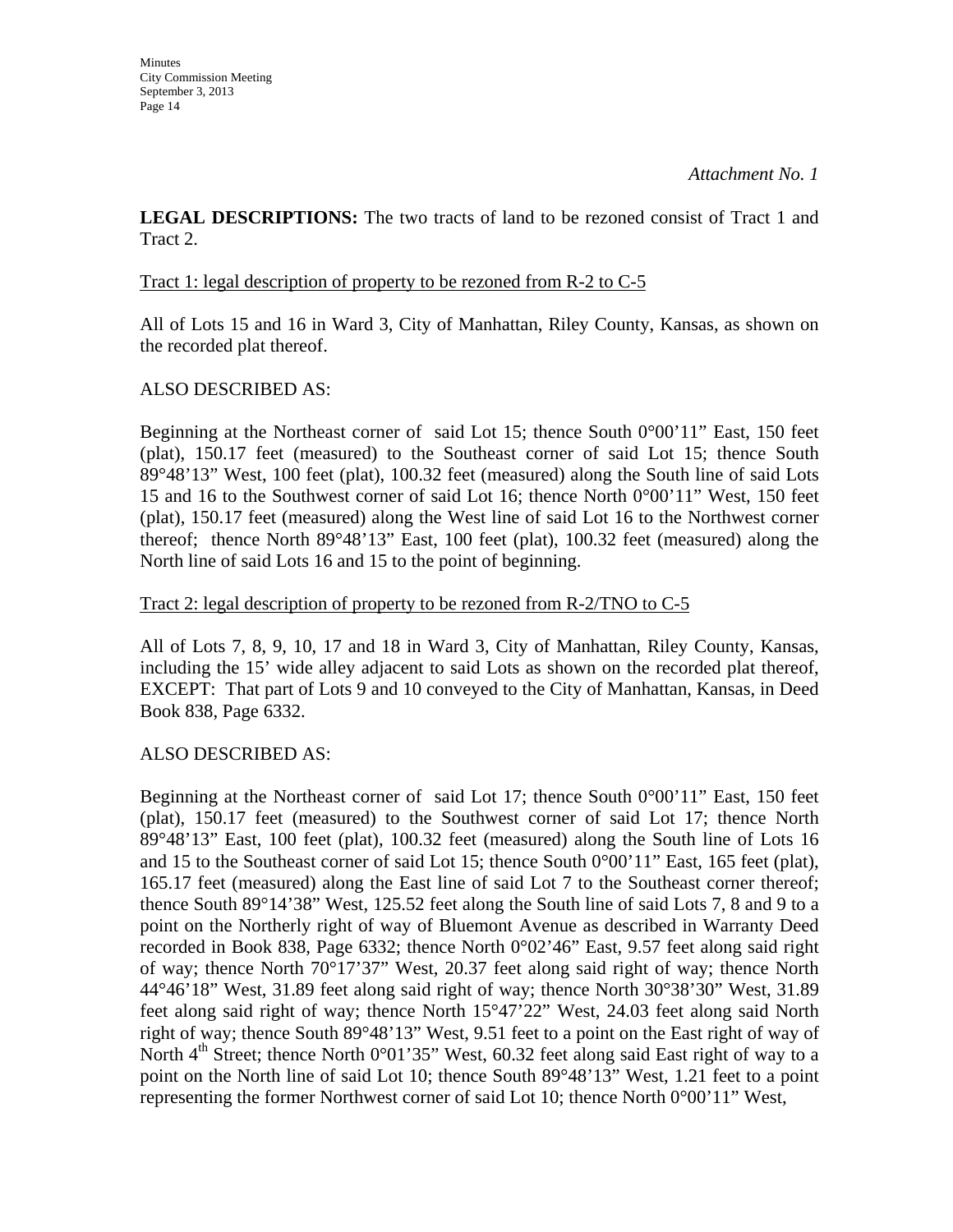*Attachment No. 1*

**LEGAL DESCRIPTIONS:** The two tracts of land to be rezoned consist of Tract 1 and Tract 2.

Tract 1: legal description of property to be rezoned from R-2 to C-5

All of Lots 15 and 16 in Ward 3, City of Manhattan, Riley County, Kansas, as shown on the recorded plat thereof.

ALSO DESCRIBED AS:

Beginning at the Northeast corner of said Lot 15; thence South 0°00'11" East, 150 feet (plat), 150.17 feet (measured) to the Southeast corner of said Lot 15; thence South 89°48'13" West, 100 feet (plat), 100.32 feet (measured) along the South line of said Lots 15 and 16 to the Southwest corner of said Lot 16; thence North 0°00'11" West, 150 feet (plat), 150.17 feet (measured) along the West line of said Lot 16 to the Northwest corner thereof; thence North 89°48'13" East, 100 feet (plat), 100.32 feet (measured) along the North line of said Lots 16 and 15 to the point of beginning.

Tract 2: legal description of property to be rezoned from R-2/TNO to C-5

All of Lots 7, 8, 9, 10, 17 and 18 in Ward 3, City of Manhattan, Riley County, Kansas, including the 15' wide alley adjacent to said Lots as shown on the recorded plat thereof, EXCEPT: That part of Lots 9 and 10 conveyed to the City of Manhattan, Kansas, in Deed Book 838, Page 6332.

ALSO DESCRIBED AS:

Beginning at the Northeast corner of said Lot 17; thence South 0°00'11" East, 150 feet (plat), 150.17 feet (measured) to the Southwest corner of said Lot 17; thence North 89°48'13" East, 100 feet (plat), 100.32 feet (measured) along the South line of Lots 16 and 15 to the Southeast corner of said Lot 15; thence South 0°00'11" East, 165 feet (plat), 165.17 feet (measured) along the East line of said Lot 7 to the Southeast corner thereof; thence South 89°14'38" West, 125.52 feet along the South line of said Lots 7, 8 and 9 to a point on the Northerly right of way of Bluemont Avenue as described in Warranty Deed recorded in Book 838, Page 6332; thence North 0°02'46" East, 9.57 feet along said right of way; thence North 70°17'37" West, 20.37 feet along said right of way; thence North 44°46'18" West, 31.89 feet along said right of way; thence North 30°38'30" West, 31.89 feet along said right of way; thence North 15°47'22" West, 24.03 feet along said North right of way; thence South 89°48'13" West, 9.51 feet to a point on the East right of way of North 4th Street; thence North 0°01'35" West, 60.32 feet along said East right of way to a point on the North line of said Lot 10; thence South 89°48'13" West, 1.21 feet to a point representing the former Northwest corner of said Lot 10; thence North 0°00'11" West,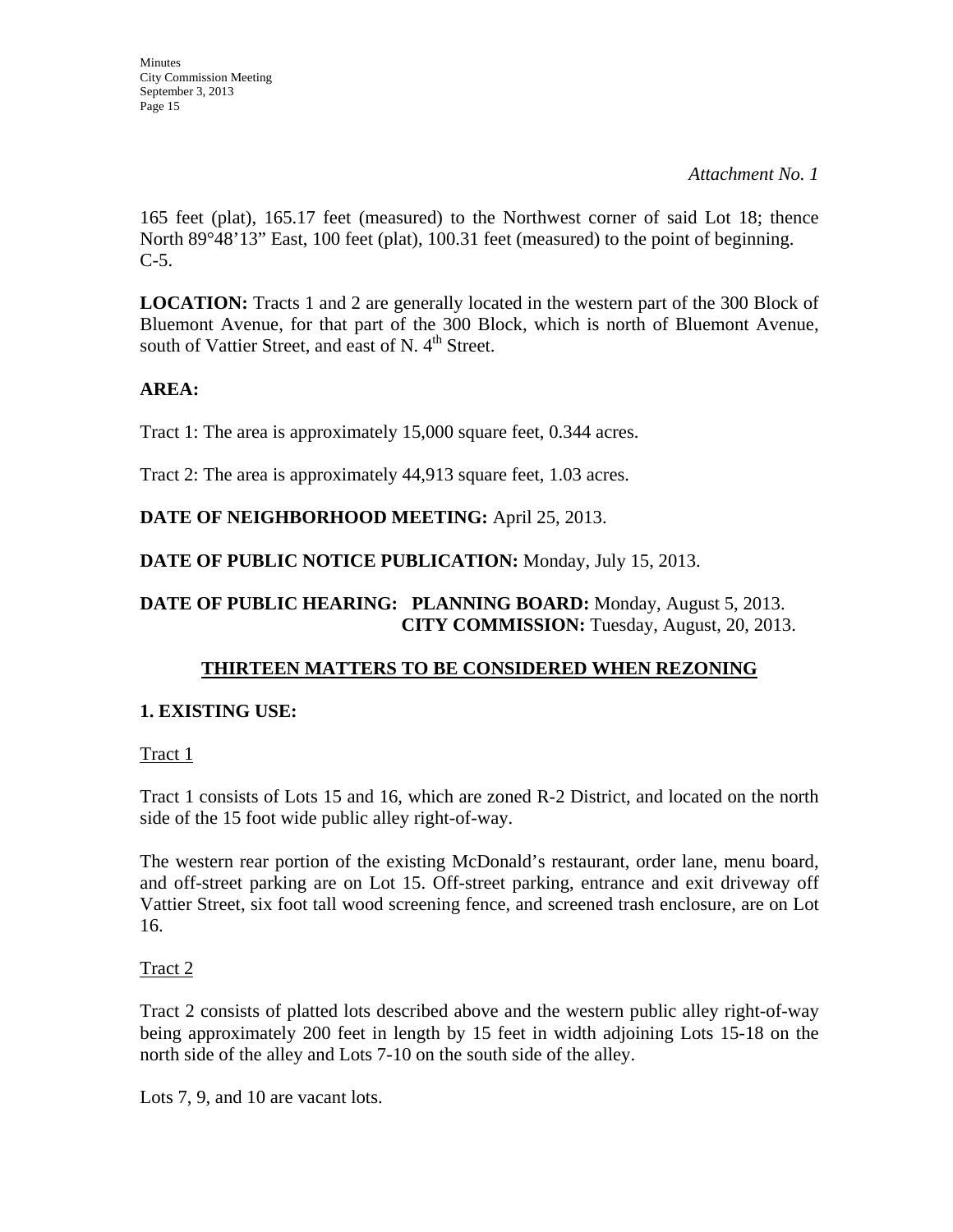*Attachment No. 1*

165 feet (plat), 165.17 feet (measured) to the Northwest corner of said Lot 18; thence North 89°48'13" East, 100 feet (plat), 100.31 feet (measured) to the point of beginning. C-5.

**LOCATION:** Tracts 1 and 2 are generally located in the western part of the 300 Block of Bluemont Avenue, for that part of the 300 Block, which is north of Bluemont Avenue, south of Vattier Street, and east of N. 4th Street.

**AREA:**

Tract 1: The area is approximately 15,000 square feet, 0.344 acres.

Tract 2: The area is approximately 44,913 square feet, 1.03 acres.

**DATE OF NEIGHBORHOOD MEETING:** April 25, 2013.

**DATE OF PUBLIC NOTICE PUBLICATION:** Monday, July 15, 2013.

**DATE OF PUBLIC HEARING: PLANNING BOARD:** Monday, August 5, 2013.
**CITY COMMISSION:** Tuesday, August, 20, 2013.

## THIRTEEN MATTERS TO BE CONSIDERED WHEN REZONING

**1. EXISTING USE:**

Tract 1

Tract 1 consists of Lots 15 and 16, which are zoned R-2 District, and located on the north side of the 15 foot wide public alley right-of-way.

The western rear portion of the existing McDonald's restaurant, order lane, menu board, and off-street parking are on Lot 15. Off-street parking, entrance and exit driveway off Vattier Street, six foot tall wood screening fence, and screened trash enclosure, are on Lot 16.

Tract 2

Tract 2 consists of platted lots described above and the western public alley right-of-way being approximately 200 feet in length by 15 feet in width adjoining Lots 15-18 on the north side of the alley and Lots 7-10 on the south side of the alley.

Lots 7, 9, and 10 are vacant lots.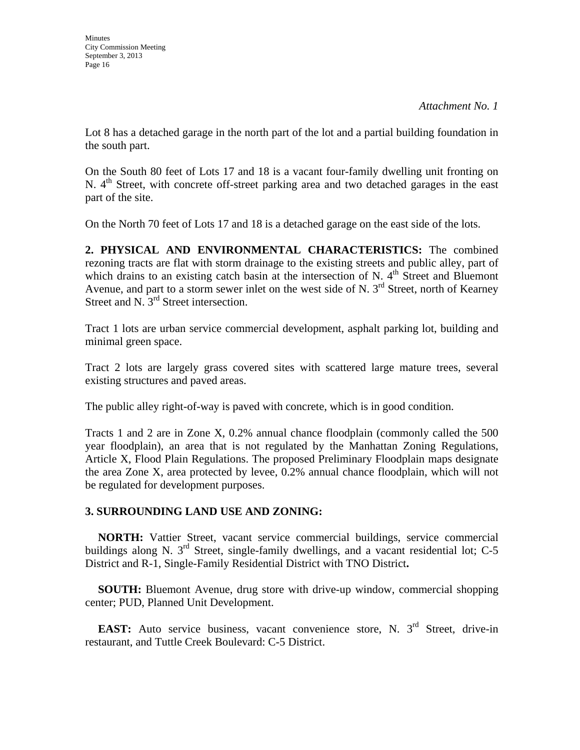*Attachment No. 1*

Lot 8 has a detached garage in the north part of the lot and a partial building foundation in the south part.

On the South 80 feet of Lots 17 and 18 is a vacant four-family dwelling unit fronting on N. 4th Street, with concrete off-street parking area and two detached garages in the east part of the site.

On the North 70 feet of Lots 17 and 18 is a detached garage on the east side of the lots.

**2. PHYSICAL AND ENVIRONMENTAL CHARACTERISTICS:** The combined rezoning tracts are flat with storm drainage to the existing streets and public alley, part of which drains to an existing catch basin at the intersection of N. 4th Street and Bluemont Avenue, and part to a storm sewer inlet on the west side of N. 3rd Street, north of Kearney Street and N. 3rd Street intersection.

Tract 1 lots are urban service commercial development, asphalt parking lot, building and minimal green space.

Tract 2 lots are largely grass covered sites with scattered large mature trees, several existing structures and paved areas.

The public alley right-of-way is paved with concrete, which is in good condition.

Tracts 1 and 2 are in Zone X, 0.2% annual chance floodplain (commonly called the 500 year floodplain), an area that is not regulated by the Manhattan Zoning Regulations, Article X, Flood Plain Regulations. The proposed Preliminary Floodplain maps designate the area Zone X, area protected by levee, 0.2% annual chance floodplain, which will not be regulated for development purposes.

**3. SURROUNDING LAND USE AND ZONING:**

**NORTH:** Vattier Street, vacant service commercial buildings, service commercial buildings along N. 3rd Street, single-family dwellings, and a vacant residential lot; C-5 District and R-1, Single-Family Residential District with TNO District**.**

**SOUTH:** Bluemont Avenue, drug store with drive-up window, commercial shopping center; PUD, Planned Unit Development.

**EAST:** Auto service business, vacant convenience store, N. 3rd Street, drive-in restaurant, and Tuttle Creek Boulevard: C-5 District.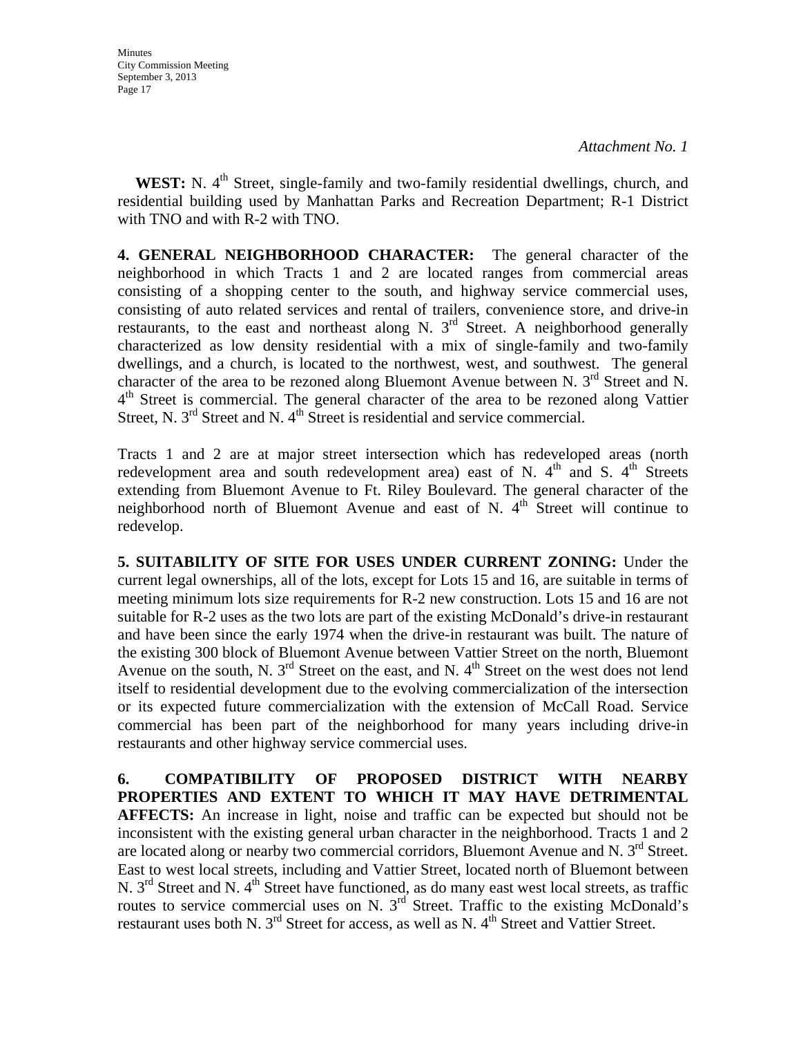*Attachment No. 1*

**WEST:** N. 4th Street, single-family and two-family residential dwellings, church, and residential building used by Manhattan Parks and Recreation Department; R-1 District with TNO and with R-2 with TNO.

**4. GENERAL NEIGHBORHOOD CHARACTER:** The general character of the neighborhood in which Tracts 1 and 2 are located ranges from commercial areas consisting of a shopping center to the south, and highway service commercial uses, consisting of auto related services and rental of trailers, convenience store, and drive-in restaurants, to the east and northeast along N. 3rd Street. A neighborhood generally characterized as low density residential with a mix of single-family and two-family dwellings, and a church, is located to the northwest, west, and southwest. The general character of the area to be rezoned along Bluemont Avenue between N. 3rd Street and N. 4th Street is commercial. The general character of the area to be rezoned along Vattier Street, N. 3rd Street and N. 4th Street is residential and service commercial.

Tracts 1 and 2 are at major street intersection which has redeveloped areas (north redevelopment area and south redevelopment area) east of N. 4th and S. 4th Streets extending from Bluemont Avenue to Ft. Riley Boulevard. The general character of the neighborhood north of Bluemont Avenue and east of N. 4th Street will continue to redevelop.

**5. SUITABILITY OF SITE FOR USES UNDER CURRENT ZONING:** Under the current legal ownerships, all of the lots, except for Lots 15 and 16, are suitable in terms of meeting minimum lots size requirements for R-2 new construction. Lots 15 and 16 are not suitable for R-2 uses as the two lots are part of the existing McDonald's drive-in restaurant and have been since the early 1974 when the drive-in restaurant was built. The nature of the existing 300 block of Bluemont Avenue between Vattier Street on the north, Bluemont Avenue on the south, N. 3rd Street on the east, and N. 4th Street on the west does not lend itself to residential development due to the evolving commercialization of the intersection or its expected future commercialization with the extension of McCall Road. Service commercial has been part of the neighborhood for many years including drive-in restaurants and other highway service commercial uses.

**6. COMPATIBILITY OF PROPOSED DISTRICT WITH NEARBY PROPERTIES AND EXTENT TO WHICH IT MAY HAVE DETRIMENTAL AFFECTS:** An increase in light, noise and traffic can be expected but should not be inconsistent with the existing general urban character in the neighborhood. Tracts 1 and 2 are located along or nearby two commercial corridors, Bluemont Avenue and N. 3rd Street. East to west local streets, including and Vattier Street, located north of Bluemont between N. 3rd Street and N. 4th Street have functioned, as do many east west local streets, as traffic routes to service commercial uses on N. 3rd Street. Traffic to the existing McDonald's restaurant uses both N. 3rd Street for access, as well as N. 4th Street and Vattier Street.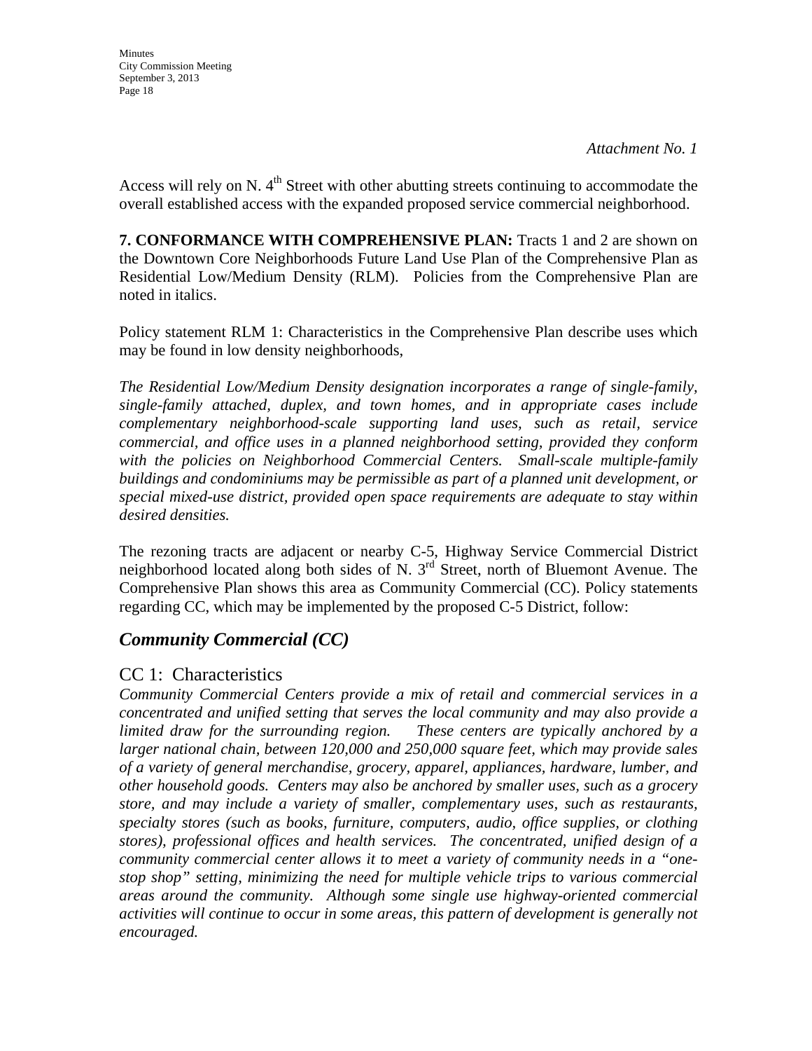*Attachment No. 1*

Access will rely on N. 4th Street with other abutting streets continuing to accommodate the overall established access with the expanded proposed service commercial neighborhood.

**7. CONFORMANCE WITH COMPREHENSIVE PLAN:** Tracts 1 and 2 are shown on the Downtown Core Neighborhoods Future Land Use Plan of the Comprehensive Plan as Residential Low/Medium Density (RLM). Policies from the Comprehensive Plan are noted in italics.

Policy statement RLM 1: Characteristics in the Comprehensive Plan describe uses which may be found in low density neighborhoods,

*The Residential Low/Medium Density designation incorporates a range of single-family, single-family attached, duplex, and town homes, and in appropriate cases include complementary neighborhood-scale supporting land uses, such as retail, service commercial, and office uses in a planned neighborhood setting, provided they conform with the policies on Neighborhood Commercial Centers. Small-scale multiple-family buildings and condominiums may be permissible as part of a planned unit development, or special mixed-use district, provided open space requirements are adequate to stay within desired densities.*

The rezoning tracts are adjacent or nearby C-5, Highway Service Commercial District neighborhood located along both sides of N. 3rd Street, north of Bluemont Avenue. The Comprehensive Plan shows this area as Community Commercial (CC). Policy statements regarding CC, which may be implemented by the proposed C-5 District, follow:

## *Community Commercial (CC)*

### CC 1: Characteristics

*Community Commercial Centers provide a mix of retail and commercial services in a concentrated and unified setting that serves the local community and may also provide a limited draw for the surrounding region. These centers are typically anchored by a larger national chain, between 120,000 and 250,000 square feet, which may provide sales of a variety of general merchandise, grocery, apparel, appliances, hardware, lumber, and other household goods. Centers may also be anchored by smaller uses, such as a grocery store, and may include a variety of smaller, complementary uses, such as restaurants, specialty stores (such as books, furniture, computers, audio, office supplies, or clothing stores), professional offices and health services. The concentrated, unified design of a community commercial center allows it to meet a variety of community needs in a "one-stop shop" setting, minimizing the need for multiple vehicle trips to various commercial areas around the community. Although some single use highway-oriented commercial activities will continue to occur in some areas, this pattern of development is generally not encouraged.*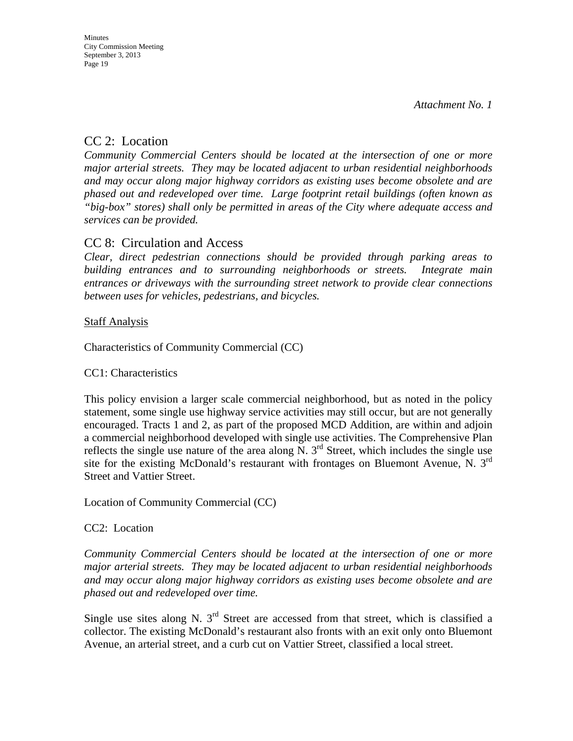*Attachment No. 1*

## CC 2: Location

*Community Commercial Centers should be located at the intersection of one or more major arterial streets. They may be located adjacent to urban residential neighborhoods and may occur along major highway corridors as existing uses become obsolete and are phased out and redeveloped over time. Large footprint retail buildings (often known as "big-box" stores) shall only be permitted in areas of the City where adequate access and services can be provided.*

## CC 8: Circulation and Access

*Clear, direct pedestrian connections should be provided through parking areas to building entrances and to surrounding neighborhoods or streets. Integrate main entrances or driveways with the surrounding street network to provide clear connections between uses for vehicles, pedestrians, and bicycles.*

Staff Analysis

Characteristics of Community Commercial (CC)

CC1: Characteristics

This policy envision a larger scale commercial neighborhood, but as noted in the policy statement, some single use highway service activities may still occur, but are not generally encouraged. Tracts 1 and 2, as part of the proposed MCD Addition, are within and adjoin a commercial neighborhood developed with single use activities. The Comprehensive Plan reflects the single use nature of the area along N. 3rd Street, which includes the single use site for the existing McDonald's restaurant with frontages on Bluemont Avenue, N. 3rd Street and Vattier Street.

Location of Community Commercial (CC)

CC2: Location

*Community Commercial Centers should be located at the intersection of one or more major arterial streets. They may be located adjacent to urban residential neighborhoods and may occur along major highway corridors as existing uses become obsolete and are phased out and redeveloped over time.*

Single use sites along N. 3rd Street are accessed from that street, which is classified a collector. The existing McDonald's restaurant also fronts with an exit only onto Bluemont Avenue, an arterial street, and a curb cut on Vattier Street, classified a local street.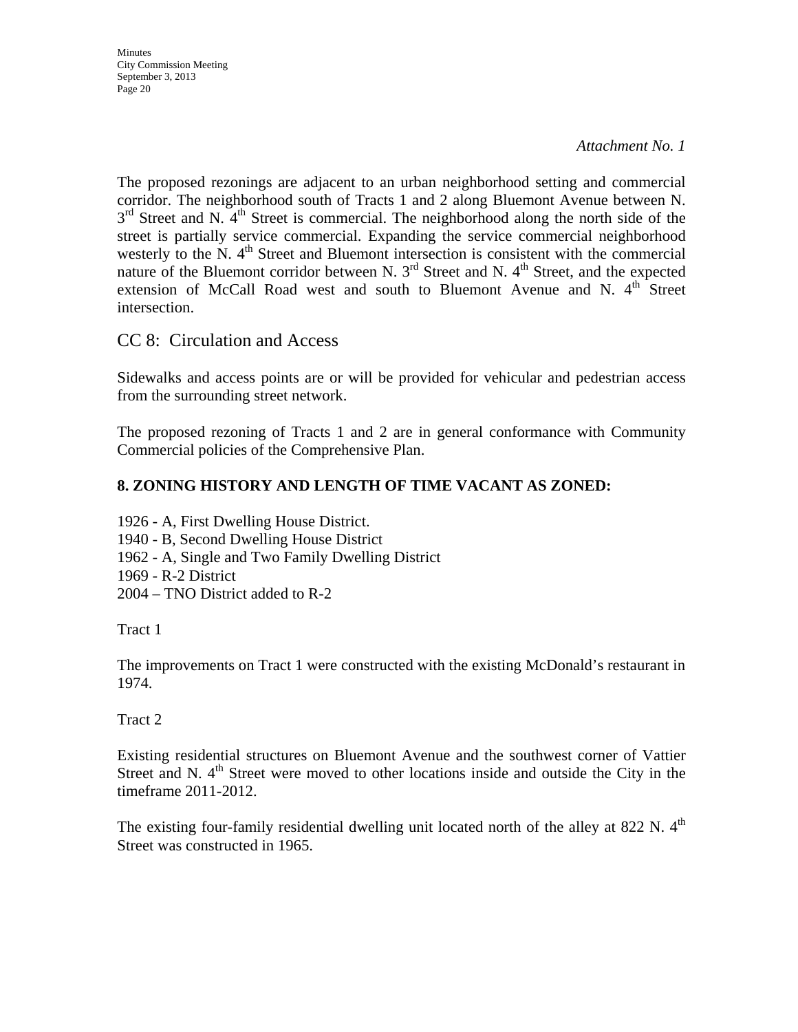*Attachment No. 1*

The proposed rezonings are adjacent to an urban neighborhood setting and commercial corridor. The neighborhood south of Tracts 1 and 2 along Bluemont Avenue between N. 3rd Street and N. 4th Street is commercial. The neighborhood along the north side of the street is partially service commercial. Expanding the service commercial neighborhood westerly to the N. 4th Street and Bluemont intersection is consistent with the commercial nature of the Bluemont corridor between N. 3rd Street and N. 4th Street, and the expected extension of McCall Road west and south to Bluemont Avenue and N. 4th Street intersection.

## CC 8: Circulation and Access

Sidewalks and access points are or will be provided for vehicular and pedestrian access from the surrounding street network.

The proposed rezoning of Tracts 1 and 2 are in general conformance with Community Commercial policies of the Comprehensive Plan.

**8. ZONING HISTORY AND LENGTH OF TIME VACANT AS ZONED:**

1926 - A, First Dwelling House District.
1940 - B, Second Dwelling House District
1962 - A, Single and Two Family Dwelling District
1969 - R-2 District
2004 – TNO District added to R-2

Tract 1

The improvements on Tract 1 were constructed with the existing McDonald's restaurant in 1974.

Tract 2

Existing residential structures on Bluemont Avenue and the southwest corner of Vattier Street and N. 4th Street were moved to other locations inside and outside the City in the timeframe 2011-2012.

The existing four-family residential dwelling unit located north of the alley at 822 N. 4th Street was constructed in 1965.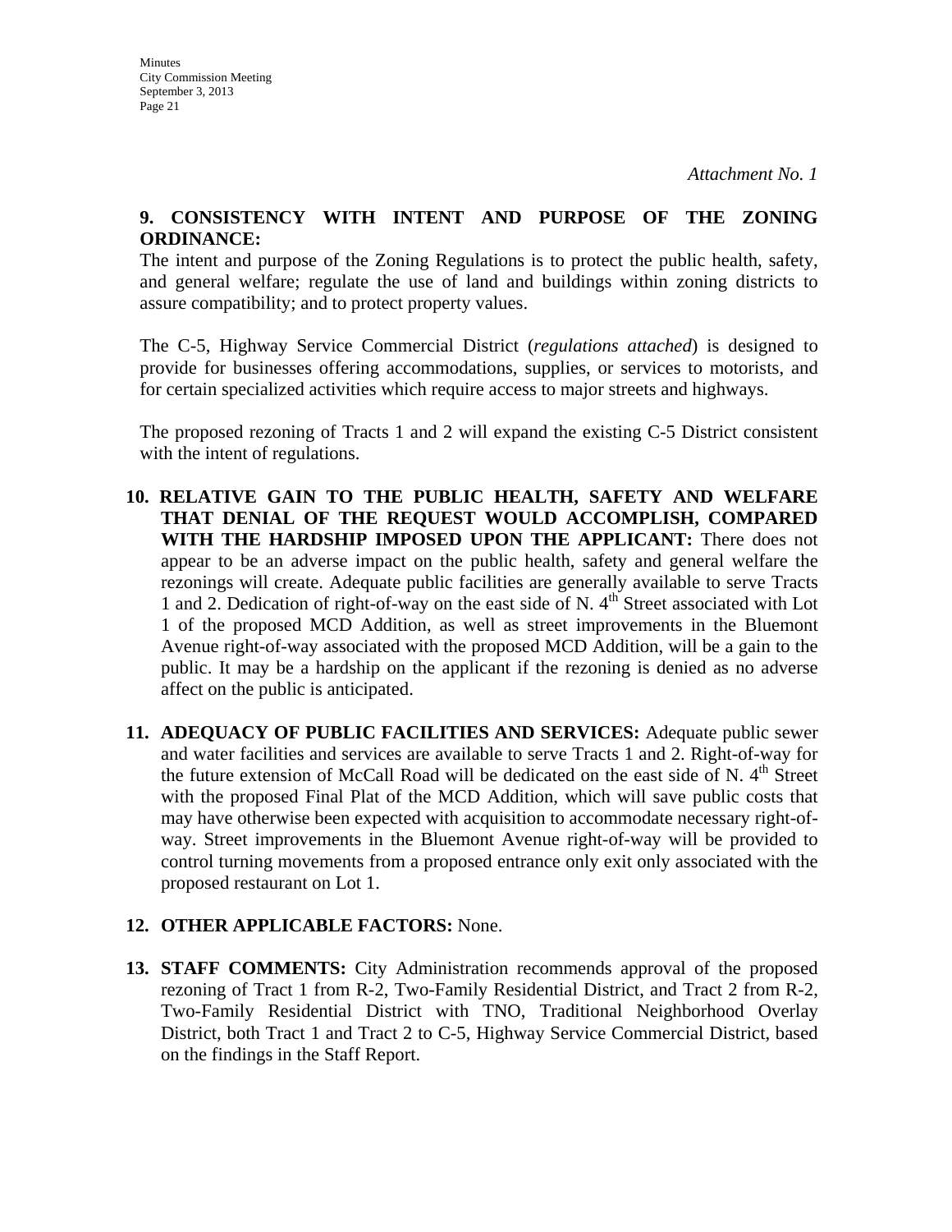*Attachment No. 1*

**9. CONSISTENCY WITH INTENT AND PURPOSE OF THE ZONING ORDINANCE:**
The intent and purpose of the Zoning Regulations is to protect the public health, safety, and general welfare; regulate the use of land and buildings within zoning districts to assure compatibility; and to protect property values.

The C-5, Highway Service Commercial District (*regulations attached*) is designed to provide for businesses offering accommodations, supplies, or services to motorists, and for certain specialized activities which require access to major streets and highways.

The proposed rezoning of Tracts 1 and 2 will expand the existing C-5 District consistent with the intent of regulations.

**10. RELATIVE GAIN TO THE PUBLIC HEALTH, SAFETY AND WELFARE THAT DENIAL OF THE REQUEST WOULD ACCOMPLISH, COMPARED WITH THE HARDSHIP IMPOSED UPON THE APPLICANT:** There does not appear to be an adverse impact on the public health, safety and general welfare the rezonings will create. Adequate public facilities are generally available to serve Tracts 1 and 2. Dedication of right-of-way on the east side of N. 4th Street associated with Lot 1 of the proposed MCD Addition, as well as street improvements in the Bluemont Avenue right-of-way associated with the proposed MCD Addition, will be a gain to the public. It may be a hardship on the applicant if the rezoning is denied as no adverse affect on the public is anticipated.

**11. ADEQUACY OF PUBLIC FACILITIES AND SERVICES:** Adequate public sewer and water facilities and services are available to serve Tracts 1 and 2. Right-of-way for the future extension of McCall Road will be dedicated on the east side of N. 4th Street with the proposed Final Plat of the MCD Addition, which will save public costs that may have otherwise been expected with acquisition to accommodate necessary right-of-way. Street improvements in the Bluemont Avenue right-of-way will be provided to control turning movements from a proposed entrance only exit only associated with the proposed restaurant on Lot 1.

**12. OTHER APPLICABLE FACTORS:** None.

**13. STAFF COMMENTS:** City Administration recommends approval of the proposed rezoning of Tract 1 from R-2, Two-Family Residential District, and Tract 2 from R-2, Two-Family Residential District with TNO, Traditional Neighborhood Overlay District, both Tract 1 and Tract 2 to C-5, Highway Service Commercial District, based on the findings in the Staff Report.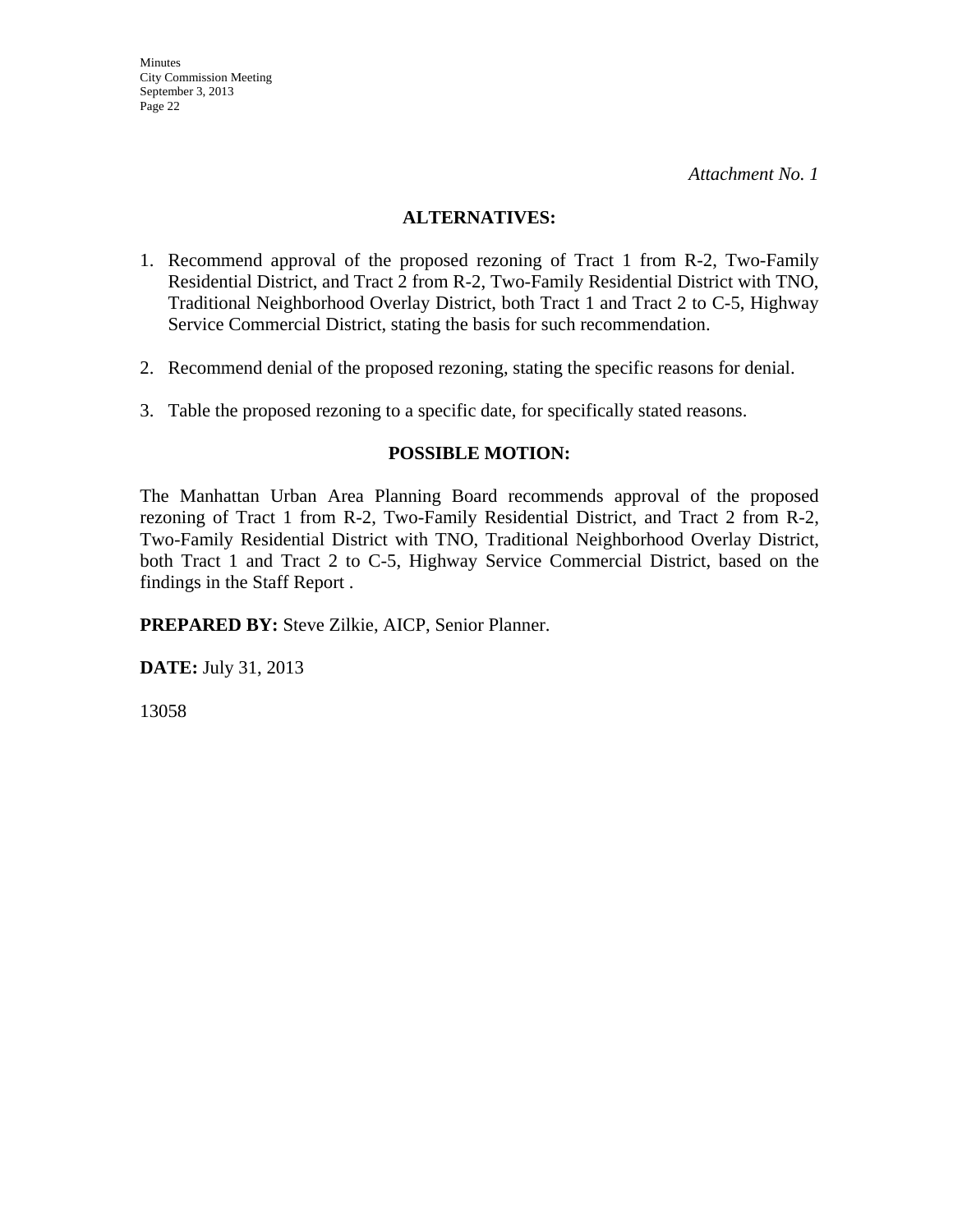*Attachment No. 1*

## ALTERNATIVES:

1. Recommend approval of the proposed rezoning of Tract 1 from R-2, Two-Family Residential District, and Tract 2 from R-2, Two-Family Residential District with TNO, Traditional Neighborhood Overlay District, both Tract 1 and Tract 2 to C-5, Highway Service Commercial District, stating the basis for such recommendation.

2. Recommend denial of the proposed rezoning, stating the specific reasons for denial.

3. Table the proposed rezoning to a specific date, for specifically stated reasons.

## POSSIBLE MOTION:

The Manhattan Urban Area Planning Board recommends approval of the proposed rezoning of Tract 1 from R-2, Two-Family Residential District, and Tract 2 from R-2, Two-Family Residential District with TNO, Traditional Neighborhood Overlay District, both Tract 1 and Tract 2 to C-5, Highway Service Commercial District, based on the findings in the Staff Report .

**PREPARED BY:** Steve Zilkie, AICP, Senior Planner.

**DATE:** July 31, 2013

13058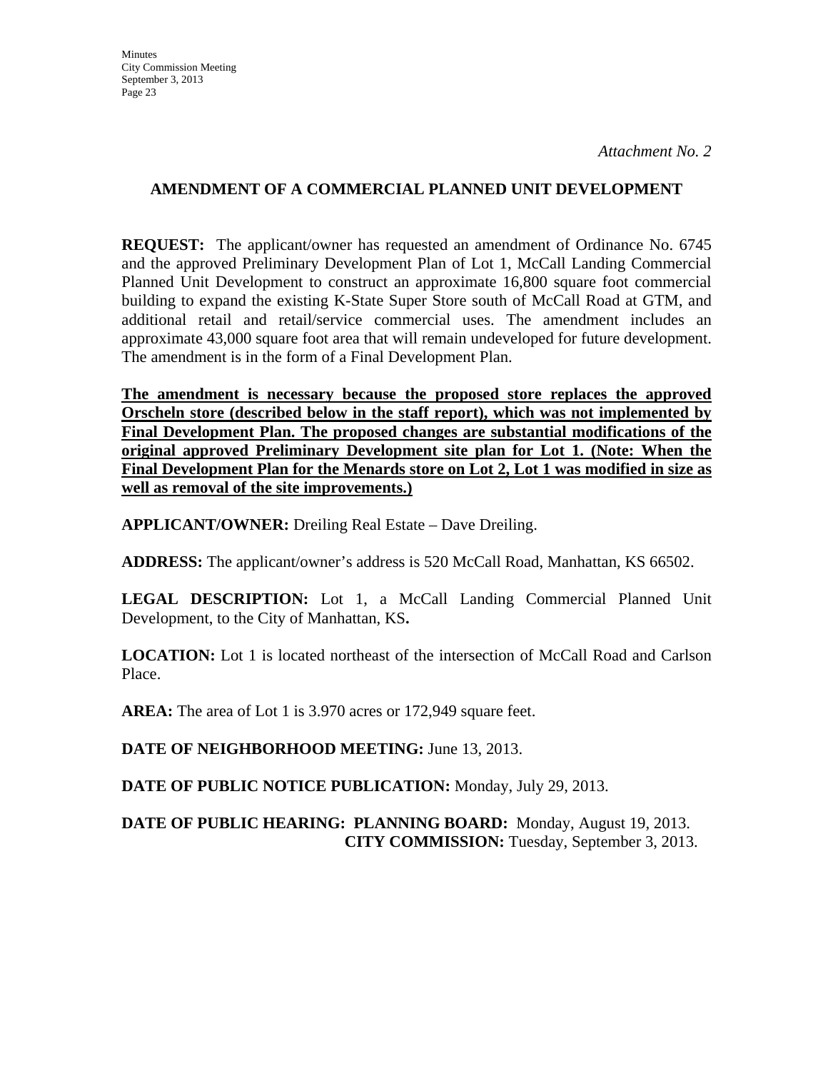*Attachment No. 2*

## AMENDMENT OF A COMMERCIAL PLANNED UNIT DEVELOPMENT

**REQUEST:** The applicant/owner has requested an amendment of Ordinance No. 6745 and the approved Preliminary Development Plan of Lot 1, McCall Landing Commercial Planned Unit Development to construct an approximate 16,800 square foot commercial building to expand the existing K-State Super Store south of McCall Road at GTM, and additional retail and retail/service commercial uses. The amendment includes an approximate 43,000 square foot area that will remain undeveloped for future development. The amendment is in the form of a Final Development Plan.

**<u>The amendment is necessary because the proposed store replaces the approved Orscheln store (described below in the staff report), which was not implemented by Final Development Plan. The proposed changes are substantial modifications of the original approved Preliminary Development site plan for Lot 1. (Note: When the Final Development Plan for the Menards store on Lot 2, Lot 1 was modified in size as well as removal of the site improvements.)</u>**

**APPLICANT/OWNER:** Dreiling Real Estate – Dave Dreiling.

**ADDRESS:** The applicant/owner's address is 520 McCall Road, Manhattan, KS 66502.

**LEGAL DESCRIPTION:** Lot 1, a McCall Landing Commercial Planned Unit Development, to the City of Manhattan, KS**.**

**LOCATION:** Lot 1 is located northeast of the intersection of McCall Road and Carlson Place.

**AREA:** The area of Lot 1 is 3.970 acres or 172,949 square feet.

**DATE OF NEIGHBORHOOD MEETING:** June 13, 2013.

**DATE OF PUBLIC NOTICE PUBLICATION:** Monday, July 29, 2013.

**DATE OF PUBLIC HEARING: PLANNING BOARD:** Monday, August 19, 2013.
**CITY COMMISSION:** Tuesday, September 3, 2013.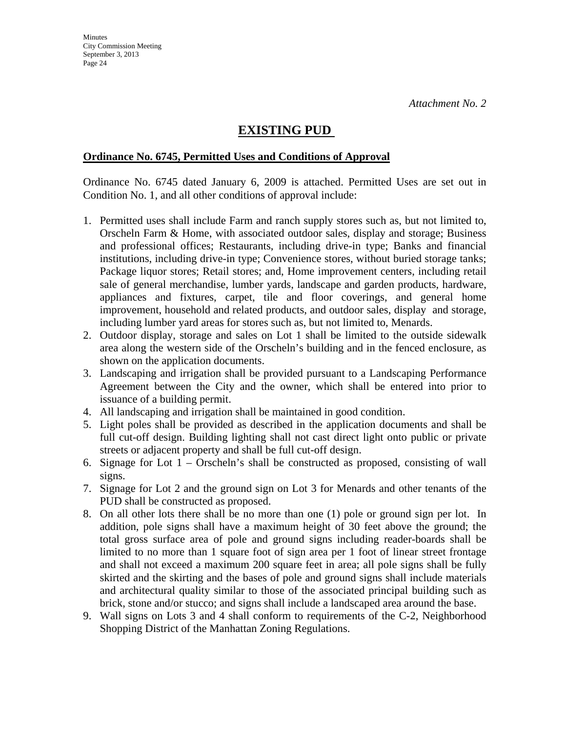*Attachment No. 2*

# EXISTING PUD

**Ordinance No. 6745, Permitted Uses and Conditions of Approval**

Ordinance No. 6745 dated January 6, 2009 is attached. Permitted Uses are set out in Condition No. 1, and all other conditions of approval include:

1. Permitted uses shall include Farm and ranch supply stores such as, but not limited to, Orscheln Farm & Home, with associated outdoor sales, display and storage; Business and professional offices; Restaurants, including drive-in type; Banks and financial institutions, including drive-in type; Convenience stores, without buried storage tanks; Package liquor stores; Retail stores; and, Home improvement centers, including retail sale of general merchandise, lumber yards, landscape and garden products, hardware, appliances and fixtures, carpet, tile and floor coverings, and general home improvement, household and related products, and outdoor sales, display and storage, including lumber yard areas for stores such as, but not limited to, Menards.
2. Outdoor display, storage and sales on Lot 1 shall be limited to the outside sidewalk area along the western side of the Orscheln's building and in the fenced enclosure, as shown on the application documents.
3. Landscaping and irrigation shall be provided pursuant to a Landscaping Performance Agreement between the City and the owner, which shall be entered into prior to issuance of a building permit.
4. All landscaping and irrigation shall be maintained in good condition.
5. Light poles shall be provided as described in the application documents and shall be full cut-off design. Building lighting shall not cast direct light onto public or private streets or adjacent property and shall be full cut-off design.
6. Signage for Lot 1 – Orscheln's shall be constructed as proposed, consisting of wall signs.
7. Signage for Lot 2 and the ground sign on Lot 3 for Menards and other tenants of the PUD shall be constructed as proposed.
8. On all other lots there shall be no more than one (1) pole or ground sign per lot. In addition, pole signs shall have a maximum height of 30 feet above the ground; the total gross surface area of pole and ground signs including reader-boards shall be limited to no more than 1 square foot of sign area per 1 foot of linear street frontage and shall not exceed a maximum 200 square feet in area; all pole signs shall be fully skirted and the skirting and the bases of pole and ground signs shall include materials and architectural quality similar to those of the associated principal building such as brick, stone and/or stucco; and signs shall include a landscaped area around the base.
9. Wall signs on Lots 3 and 4 shall conform to requirements of the C-2, Neighborhood Shopping District of the Manhattan Zoning Regulations.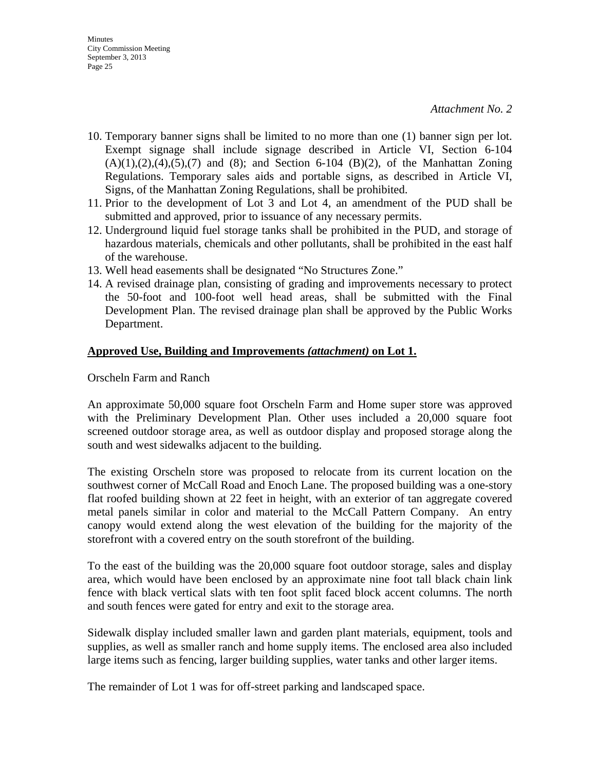*Attachment No. 2*

10. Temporary banner signs shall be limited to no more than one (1) banner sign per lot. Exempt signage shall include signage described in Article VI, Section 6-104 (A)(1),(2),(4),(5),(7) and (8); and Section 6-104 (B)(2), of the Manhattan Zoning Regulations. Temporary sales aids and portable signs, as described in Article VI, Signs, of the Manhattan Zoning Regulations, shall be prohibited.
11. Prior to the development of Lot 3 and Lot 4, an amendment of the PUD shall be submitted and approved, prior to issuance of any necessary permits.
12. Underground liquid fuel storage tanks shall be prohibited in the PUD, and storage of hazardous materials, chemicals and other pollutants, shall be prohibited in the east half of the warehouse.
13. Well head easements shall be designated "No Structures Zone."
14. A revised drainage plan, consisting of grading and improvements necessary to protect the 50-foot and 100-foot well head areas, shall be submitted with the Final Development Plan. The revised drainage plan shall be approved by the Public Works Department.

**Approved Use, Building and Improvements *(attachment)* on Lot 1.**

Orscheln Farm and Ranch

An approximate 50,000 square foot Orscheln Farm and Home super store was approved with the Preliminary Development Plan. Other uses included a 20,000 square foot screened outdoor storage area, as well as outdoor display and proposed storage along the south and west sidewalks adjacent to the building.

The existing Orscheln store was proposed to relocate from its current location on the southwest corner of McCall Road and Enoch Lane. The proposed building was a one-story flat roofed building shown at 22 feet in height, with an exterior of tan aggregate covered metal panels similar in color and material to the McCall Pattern Company. An entry canopy would extend along the west elevation of the building for the majority of the storefront with a covered entry on the south storefront of the building.

To the east of the building was the 20,000 square foot outdoor storage, sales and display area, which would have been enclosed by an approximate nine foot tall black chain link fence with black vertical slats with ten foot split faced block accent columns. The north and south fences were gated for entry and exit to the storage area.

Sidewalk display included smaller lawn and garden plant materials, equipment, tools and supplies, as well as smaller ranch and home supply items. The enclosed area also included large items such as fencing, larger building supplies, water tanks and other larger items.

The remainder of Lot 1 was for off-street parking and landscaped space.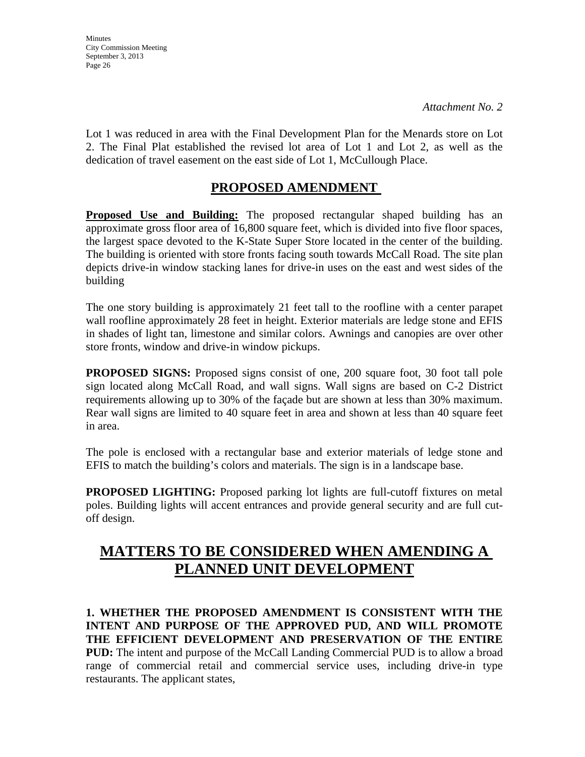*Attachment No. 2*

Lot 1 was reduced in area with the Final Development Plan for the Menards store on Lot 2. The Final Plat established the revised lot area of Lot 1 and Lot 2, as well as the dedication of travel easement on the east side of Lot 1, McCullough Place.

## PROPOSED AMENDMENT

**Proposed Use and Building:** The proposed rectangular shaped building has an approximate gross floor area of 16,800 square feet, which is divided into five floor spaces, the largest space devoted to the K-State Super Store located in the center of the building. The building is oriented with store fronts facing south towards McCall Road. The site plan depicts drive-in window stacking lanes for drive-in uses on the east and west sides of the building

The one story building is approximately 21 feet tall to the roofline with a center parapet wall roofline approximately 28 feet in height. Exterior materials are ledge stone and EFIS in shades of light tan, limestone and similar colors. Awnings and canopies are over other store fronts, window and drive-in window pickups.

**PROPOSED SIGNS:** Proposed signs consist of one, 200 square foot, 30 foot tall pole sign located along McCall Road, and wall signs. Wall signs are based on C-2 District requirements allowing up to 30% of the façade but are shown at less than 30% maximum. Rear wall signs are limited to 40 square feet in area and shown at less than 40 square feet in area.

The pole is enclosed with a rectangular base and exterior materials of ledge stone and EFIS to match the building's colors and materials. The sign is in a landscape base.

**PROPOSED LIGHTING:** Proposed parking lot lights are full-cutoff fixtures on metal poles. Building lights will accent entrances and provide general security and are full cut-off design.

# MATTERS TO BE CONSIDERED WHEN AMENDING A PLANNED UNIT DEVELOPMENT

**1. WHETHER THE PROPOSED AMENDMENT IS CONSISTENT WITH THE INTENT AND PURPOSE OF THE APPROVED PUD, AND WILL PROMOTE THE EFFICIENT DEVELOPMENT AND PRESERVATION OF THE ENTIRE PUD:** The intent and purpose of the McCall Landing Commercial PUD is to allow a broad range of commercial retail and commercial service uses, including drive-in type restaurants. The applicant states,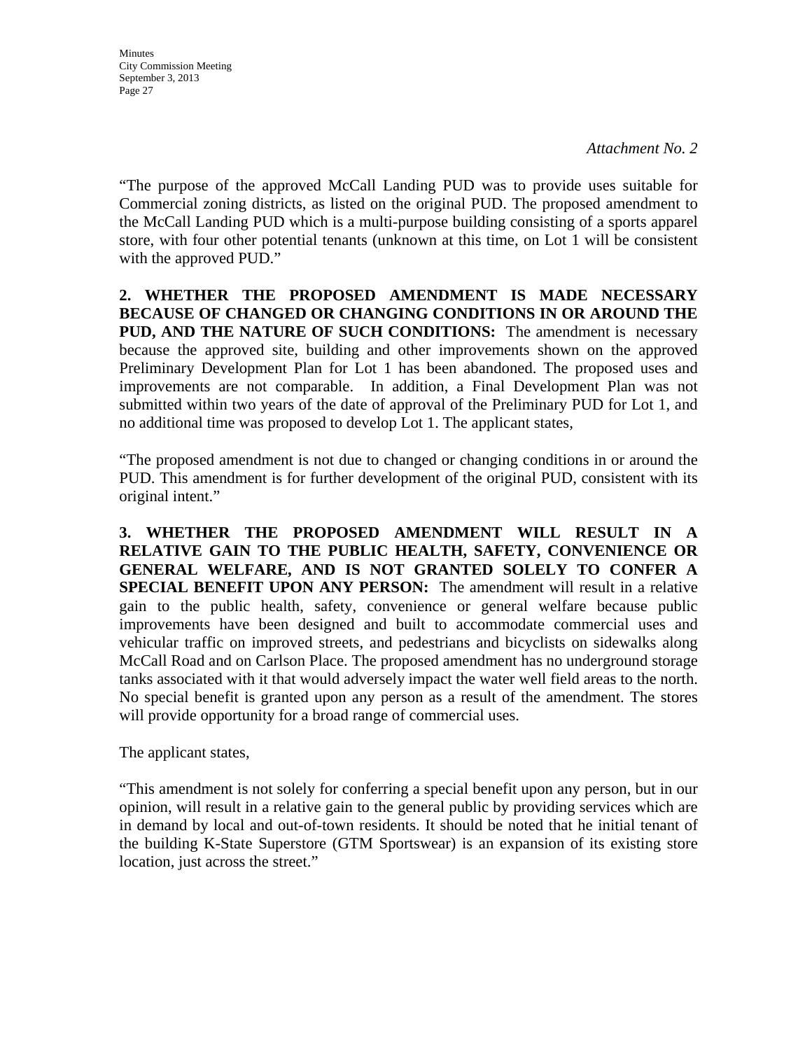*Attachment No. 2*

"The purpose of the approved McCall Landing PUD was to provide uses suitable for Commercial zoning districts, as listed on the original PUD. The proposed amendment to the McCall Landing PUD which is a multi-purpose building consisting of a sports apparel store, with four other potential tenants (unknown at this time, on Lot 1 will be consistent with the approved PUD."

**2. WHETHER THE PROPOSED AMENDMENT IS MADE NECESSARY BECAUSE OF CHANGED OR CHANGING CONDITIONS IN OR AROUND THE PUD, AND THE NATURE OF SUCH CONDITIONS:** The amendment is necessary because the approved site, building and other improvements shown on the approved Preliminary Development Plan for Lot 1 has been abandoned. The proposed uses and improvements are not comparable. In addition, a Final Development Plan was not submitted within two years of the date of approval of the Preliminary PUD for Lot 1, and no additional time was proposed to develop Lot 1. The applicant states,

"The proposed amendment is not due to changed or changing conditions in or around the PUD. This amendment is for further development of the original PUD, consistent with its original intent."

**3. WHETHER THE PROPOSED AMENDMENT WILL RESULT IN A RELATIVE GAIN TO THE PUBLIC HEALTH, SAFETY, CONVENIENCE OR GENERAL WELFARE, AND IS NOT GRANTED SOLELY TO CONFER A SPECIAL BENEFIT UPON ANY PERSON:** The amendment will result in a relative gain to the public health, safety, convenience or general welfare because public improvements have been designed and built to accommodate commercial uses and vehicular traffic on improved streets, and pedestrians and bicyclists on sidewalks along McCall Road and on Carlson Place. The proposed amendment has no underground storage tanks associated with it that would adversely impact the water well field areas to the north. No special benefit is granted upon any person as a result of the amendment. The stores will provide opportunity for a broad range of commercial uses.

The applicant states,

"This amendment is not solely for conferring a special benefit upon any person, but in our opinion, will result in a relative gain to the general public by providing services which are in demand by local and out-of-town residents. It should be noted that he initial tenant of the building K-State Superstore (GTM Sportswear) is an expansion of its existing store location, just across the street."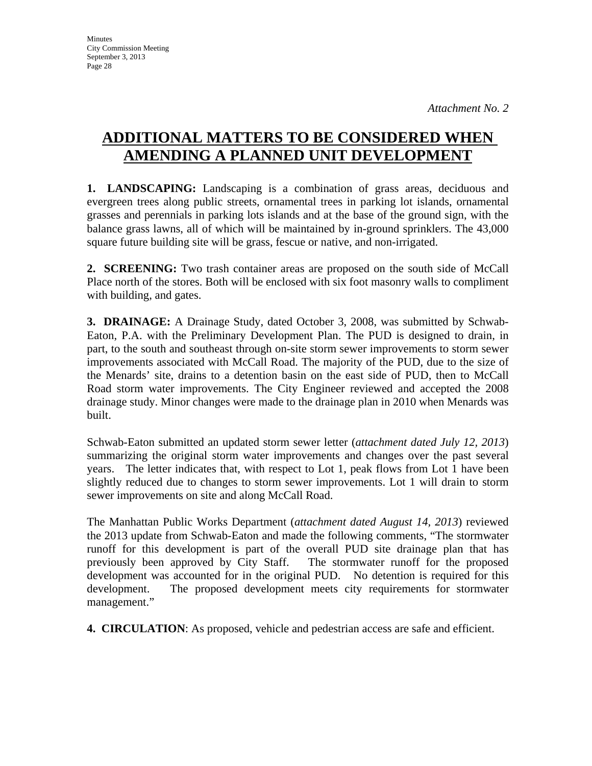*Attachment No. 2*

# ADDITIONAL MATTERS TO BE CONSIDERED WHEN AMENDING A PLANNED UNIT DEVELOPMENT

**1. LANDSCAPING:** Landscaping is a combination of grass areas, deciduous and evergreen trees along public streets, ornamental trees in parking lot islands, ornamental grasses and perennials in parking lots islands and at the base of the ground sign, with the balance grass lawns, all of which will be maintained by in-ground sprinklers. The 43,000 square future building site will be grass, fescue or native, and non-irrigated.

**2. SCREENING:** Two trash container areas are proposed on the south side of McCall Place north of the stores. Both will be enclosed with six foot masonry walls to compliment with building, and gates.

**3. DRAINAGE:** A Drainage Study, dated October 3, 2008, was submitted by Schwab-Eaton, P.A. with the Preliminary Development Plan. The PUD is designed to drain, in part, to the south and southeast through on-site storm sewer improvements to storm sewer improvements associated with McCall Road. The majority of the PUD, due to the size of the Menards' site, drains to a detention basin on the east side of PUD, then to McCall Road storm water improvements. The City Engineer reviewed and accepted the 2008 drainage study. Minor changes were made to the drainage plan in 2010 when Menards was built.

Schwab-Eaton submitted an updated storm sewer letter (*attachment dated July 12, 2013*) summarizing the original storm water improvements and changes over the past several years. The letter indicates that, with respect to Lot 1, peak flows from Lot 1 have been slightly reduced due to changes to storm sewer improvements. Lot 1 will drain to storm sewer improvements on site and along McCall Road.

The Manhattan Public Works Department (*attachment dated August 14, 2013*) reviewed the 2013 update from Schwab-Eaton and made the following comments, "The stormwater runoff for this development is part of the overall PUD site drainage plan that has previously been approved by City Staff. The stormwater runoff for the proposed development was accounted for in the original PUD. No detention is required for this development. The proposed development meets city requirements for stormwater management."

**4. CIRCULATION**: As proposed, vehicle and pedestrian access are safe and efficient.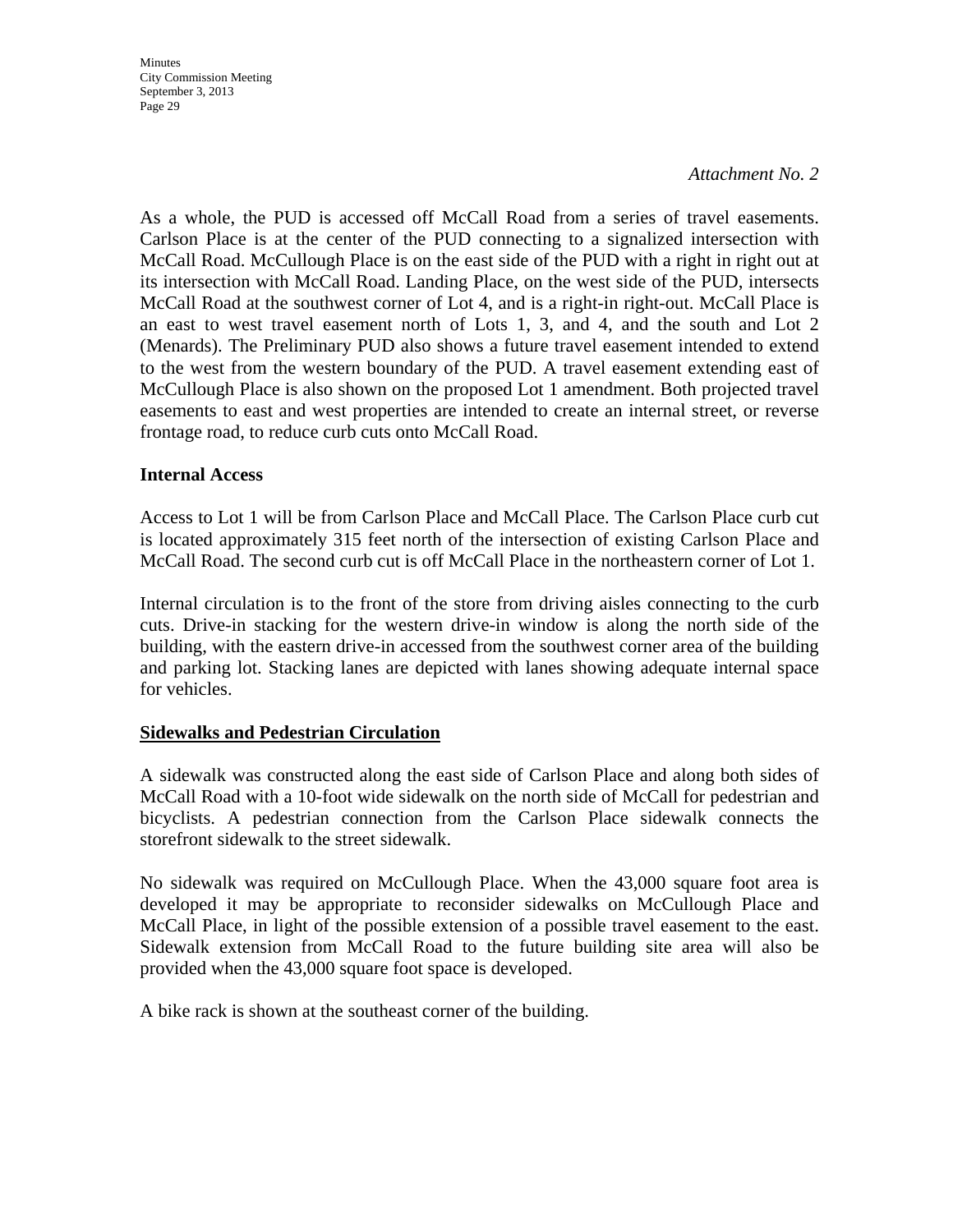*Attachment No. 2*

As a whole, the PUD is accessed off McCall Road from a series of travel easements. Carlson Place is at the center of the PUD connecting to a signalized intersection with McCall Road. McCullough Place is on the east side of the PUD with a right in right out at its intersection with McCall Road. Landing Place, on the west side of the PUD, intersects McCall Road at the southwest corner of Lot 4, and is a right-in right-out. McCall Place is an east to west travel easement north of Lots 1, 3, and 4, and the south and Lot 2 (Menards). The Preliminary PUD also shows a future travel easement intended to extend to the west from the western boundary of the PUD. A travel easement extending east of McCullough Place is also shown on the proposed Lot 1 amendment. Both projected travel easements to east and west properties are intended to create an internal street, or reverse frontage road, to reduce curb cuts onto McCall Road.

**Internal Access**

Access to Lot 1 will be from Carlson Place and McCall Place. The Carlson Place curb cut is located approximately 315 feet north of the intersection of existing Carlson Place and McCall Road. The second curb cut is off McCall Place in the northeastern corner of Lot 1.

Internal circulation is to the front of the store from driving aisles connecting to the curb cuts. Drive-in stacking for the western drive-in window is along the north side of the building, with the eastern drive-in accessed from the southwest corner area of the building and parking lot. Stacking lanes are depicted with lanes showing adequate internal space for vehicles.

**Sidewalks and Pedestrian Circulation**

A sidewalk was constructed along the east side of Carlson Place and along both sides of McCall Road with a 10-foot wide sidewalk on the north side of McCall for pedestrian and bicyclists. A pedestrian connection from the Carlson Place sidewalk connects the storefront sidewalk to the street sidewalk.

No sidewalk was required on McCullough Place. When the 43,000 square foot area is developed it may be appropriate to reconsider sidewalks on McCullough Place and McCall Place, in light of the possible extension of a possible travel easement to the east. Sidewalk extension from McCall Road to the future building site area will also be provided when the 43,000 square foot space is developed.

A bike rack is shown at the southeast corner of the building.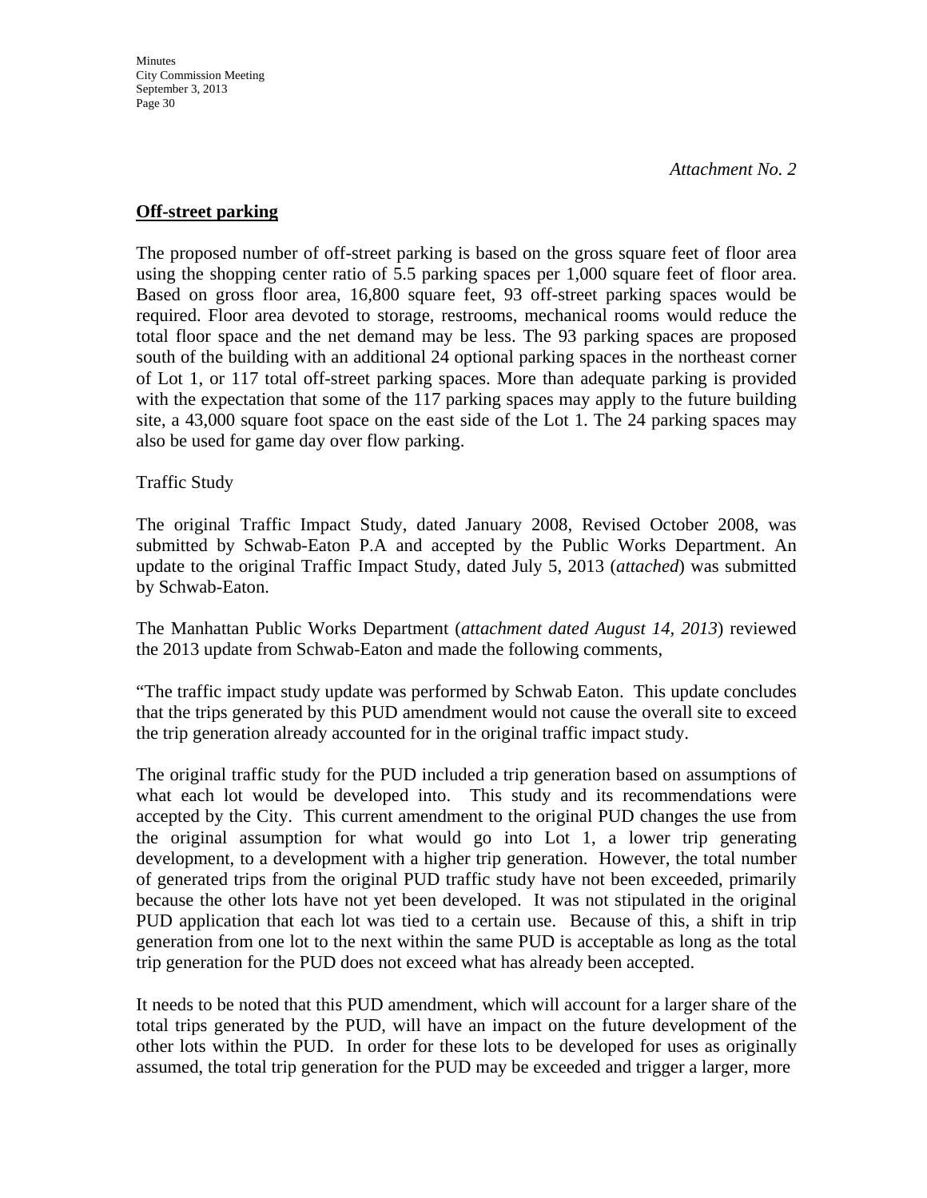*Attachment No. 2*

**Off-street parking**

The proposed number of off-street parking is based on the gross square feet of floor area using the shopping center ratio of 5.5 parking spaces per 1,000 square feet of floor area. Based on gross floor area, 16,800 square feet, 93 off-street parking spaces would be required. Floor area devoted to storage, restrooms, mechanical rooms would reduce the total floor space and the net demand may be less. The 93 parking spaces are proposed south of the building with an additional 24 optional parking spaces in the northeast corner of Lot 1, or 117 total off-street parking spaces. More than adequate parking is provided with the expectation that some of the 117 parking spaces may apply to the future building site, a 43,000 square foot space on the east side of the Lot 1. The 24 parking spaces may also be used for game day over flow parking.

Traffic Study

The original Traffic Impact Study, dated January 2008, Revised October 2008, was submitted by Schwab-Eaton P.A and accepted by the Public Works Department. An update to the original Traffic Impact Study, dated July 5, 2013 (*attached*) was submitted by Schwab-Eaton.

The Manhattan Public Works Department (*attachment dated August 14, 2013*) reviewed the 2013 update from Schwab-Eaton and made the following comments,

"The traffic impact study update was performed by Schwab Eaton. This update concludes that the trips generated by this PUD amendment would not cause the overall site to exceed the trip generation already accounted for in the original traffic impact study.

The original traffic study for the PUD included a trip generation based on assumptions of what each lot would be developed into. This study and its recommendations were accepted by the City. This current amendment to the original PUD changes the use from the original assumption for what would go into Lot 1, a lower trip generating development, to a development with a higher trip generation. However, the total number of generated trips from the original PUD traffic study have not been exceeded, primarily because the other lots have not yet been developed. It was not stipulated in the original PUD application that each lot was tied to a certain use. Because of this, a shift in trip generation from one lot to the next within the same PUD is acceptable as long as the total trip generation for the PUD does not exceed what has already been accepted.

It needs to be noted that this PUD amendment, which will account for a larger share of the total trips generated by the PUD, will have an impact on the future development of the other lots within the PUD. In order for these lots to be developed for uses as originally assumed, the total trip generation for the PUD may be exceeded and trigger a larger, more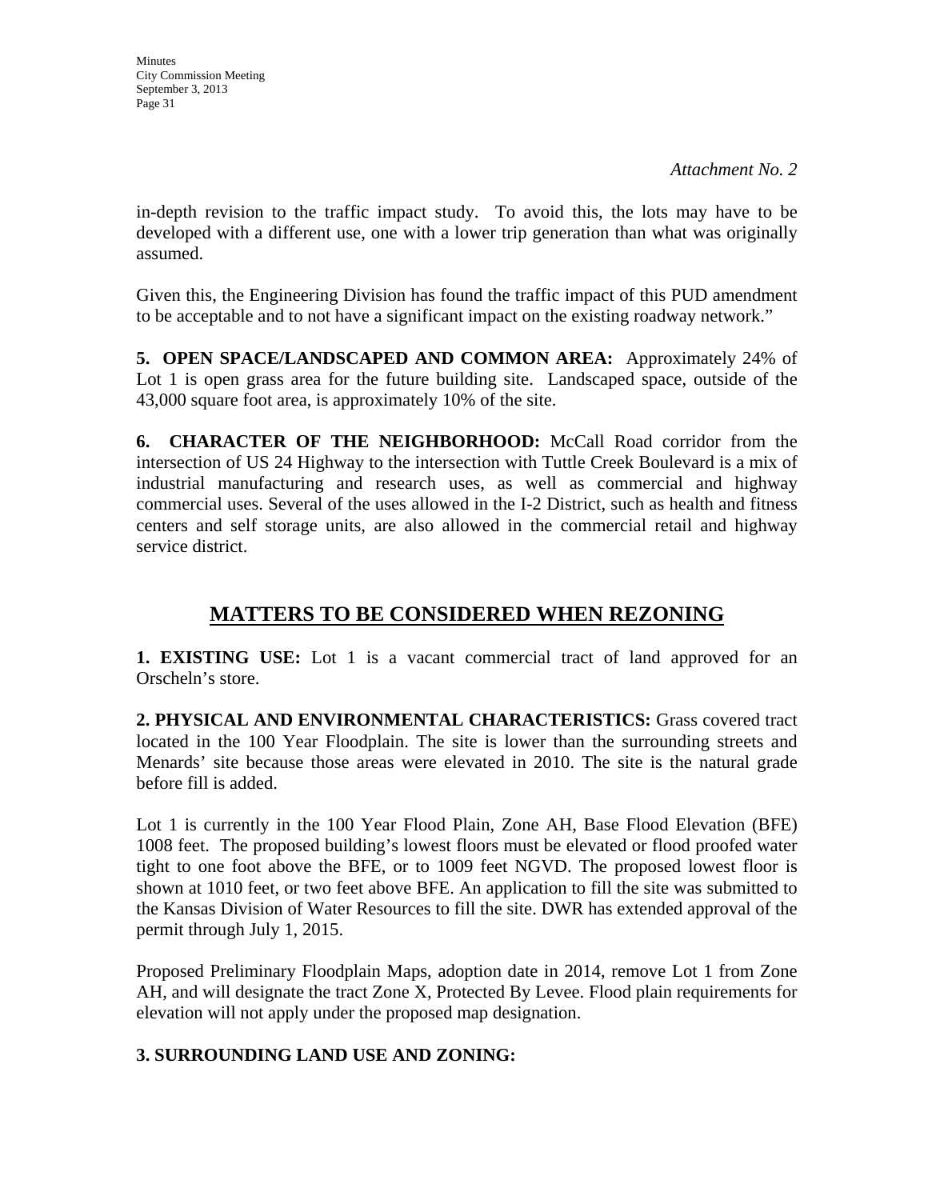*Attachment No. 2*

in-depth revision to the traffic impact study. To avoid this, the lots may have to be developed with a different use, one with a lower trip generation than what was originally assumed.

Given this, the Engineering Division has found the traffic impact of this PUD amendment to be acceptable and to not have a significant impact on the existing roadway network."

**5. OPEN SPACE/LANDSCAPED AND COMMON AREA:** Approximately 24% of Lot 1 is open grass area for the future building site. Landscaped space, outside of the 43,000 square foot area, is approximately 10% of the site.

**6. CHARACTER OF THE NEIGHBORHOOD:** McCall Road corridor from the intersection of US 24 Highway to the intersection with Tuttle Creek Boulevard is a mix of industrial manufacturing and research uses, as well as commercial and highway commercial uses. Several of the uses allowed in the I-2 District, such as health and fitness centers and self storage units, are also allowed in the commercial retail and highway service district.

## MATTERS TO BE CONSIDERED WHEN REZONING

**1. EXISTING USE:** Lot 1 is a vacant commercial tract of land approved for an Orscheln's store.

**2. PHYSICAL AND ENVIRONMENTAL CHARACTERISTICS:** Grass covered tract located in the 100 Year Floodplain. The site is lower than the surrounding streets and Menards' site because those areas were elevated in 2010. The site is the natural grade before fill is added.

Lot 1 is currently in the 100 Year Flood Plain, Zone AH, Base Flood Elevation (BFE) 1008 feet. The proposed building's lowest floors must be elevated or flood proofed water tight to one foot above the BFE, or to 1009 feet NGVD. The proposed lowest floor is shown at 1010 feet, or two feet above BFE. An application to fill the site was submitted to the Kansas Division of Water Resources to fill the site. DWR has extended approval of the permit through July 1, 2015.

Proposed Preliminary Floodplain Maps, adoption date in 2014, remove Lot 1 from Zone AH, and will designate the tract Zone X, Protected By Levee. Flood plain requirements for elevation will not apply under the proposed map designation.

**3. SURROUNDING LAND USE AND ZONING:**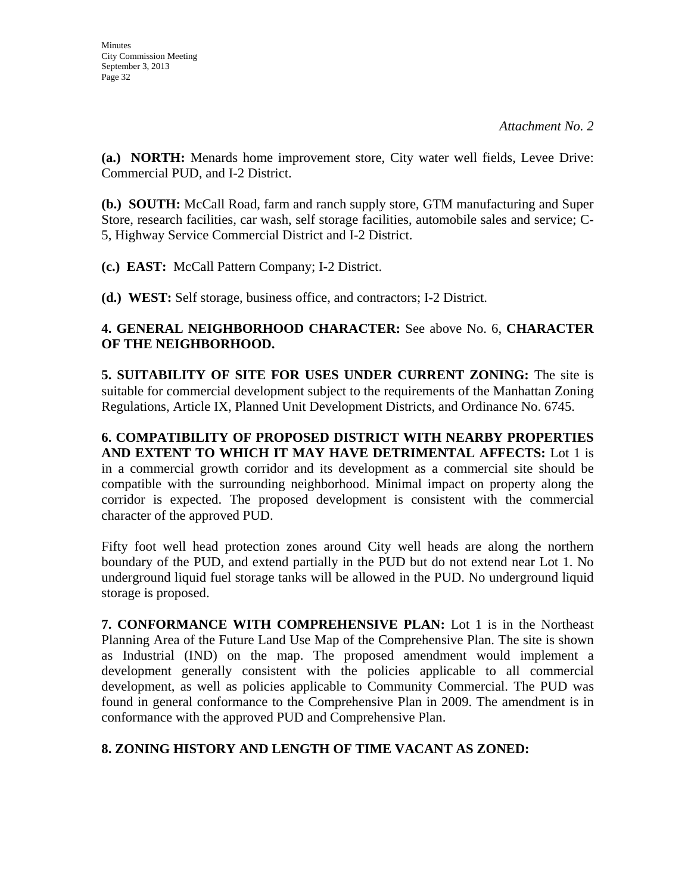*Attachment No. 2*

**(a.) NORTH:** Menards home improvement store, City water well fields, Levee Drive: Commercial PUD, and I-2 District.

**(b.) SOUTH:** McCall Road, farm and ranch supply store, GTM manufacturing and Super Store, research facilities, car wash, self storage facilities, automobile sales and service; C-5, Highway Service Commercial District and I-2 District.

**(c.) EAST:** McCall Pattern Company; I-2 District.

**(d.) WEST:** Self storage, business office, and contractors; I-2 District.

**4. GENERAL NEIGHBORHOOD CHARACTER:** See above No. 6, **CHARACTER OF THE NEIGHBORHOOD.**

**5. SUITABILITY OF SITE FOR USES UNDER CURRENT ZONING:** The site is suitable for commercial development subject to the requirements of the Manhattan Zoning Regulations, Article IX, Planned Unit Development Districts, and Ordinance No. 6745.

**6. COMPATIBILITY OF PROPOSED DISTRICT WITH NEARBY PROPERTIES AND EXTENT TO WHICH IT MAY HAVE DETRIMENTAL AFFECTS:** Lot 1 is in a commercial growth corridor and its development as a commercial site should be compatible with the surrounding neighborhood. Minimal impact on property along the corridor is expected. The proposed development is consistent with the commercial character of the approved PUD.

Fifty foot well head protection zones around City well heads are along the northern boundary of the PUD, and extend partially in the PUD but do not extend near Lot 1. No underground liquid fuel storage tanks will be allowed in the PUD. No underground liquid storage is proposed.

**7. CONFORMANCE WITH COMPREHENSIVE PLAN:** Lot 1 is in the Northeast Planning Area of the Future Land Use Map of the Comprehensive Plan. The site is shown as Industrial (IND) on the map. The proposed amendment would implement a development generally consistent with the policies applicable to all commercial development, as well as policies applicable to Community Commercial. The PUD was found in general conformance to the Comprehensive Plan in 2009. The amendment is in conformance with the approved PUD and Comprehensive Plan.

**8. ZONING HISTORY AND LENGTH OF TIME VACANT AS ZONED:**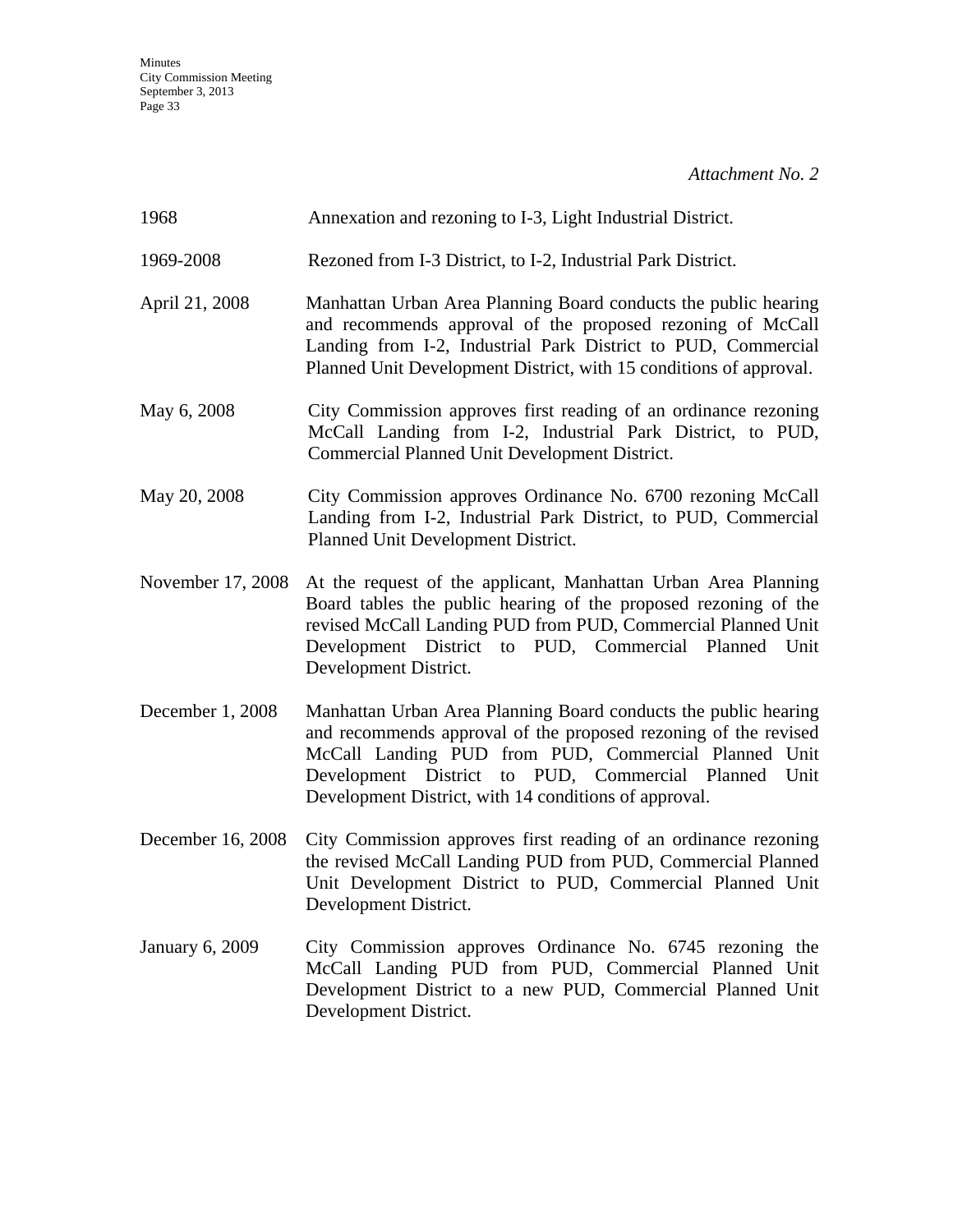*Attachment No. 2*

| | |
|---|---|
| 1968 | Annexation and rezoning to I-3, Light Industrial District. |
| 1969-2008 | Rezoned from I-3 District, to I-2, Industrial Park District. |
| April 21, 2008 | Manhattan Urban Area Planning Board conducts the public hearing and recommends approval of the proposed rezoning of McCall Landing from I-2, Industrial Park District to PUD, Commercial Planned Unit Development District, with 15 conditions of approval. |
| May 6, 2008 | City Commission approves first reading of an ordinance rezoning McCall Landing from I-2, Industrial Park District, to PUD, Commercial Planned Unit Development District. |
| May 20, 2008 | City Commission approves Ordinance No. 6700 rezoning McCall Landing from I-2, Industrial Park District, to PUD, Commercial Planned Unit Development District. |
| November 17, 2008 | At the request of the applicant, Manhattan Urban Area Planning Board tables the public hearing of the proposed rezoning of the revised McCall Landing PUD from PUD, Commercial Planned Unit Development District to PUD, Commercial Planned Unit Development District. |
| December 1, 2008 | Manhattan Urban Area Planning Board conducts the public hearing and recommends approval of the proposed rezoning of the revised McCall Landing PUD from PUD, Commercial Planned Unit Development District to PUD, Commercial Planned Unit Development District, with 14 conditions of approval. |
| December 16, 2008 | City Commission approves first reading of an ordinance rezoning the revised McCall Landing PUD from PUD, Commercial Planned Unit Development District to PUD, Commercial Planned Unit Development District. |
| January 6, 2009 | City Commission approves Ordinance No. 6745 rezoning the McCall Landing PUD from PUD, Commercial Planned Unit Development District to a new PUD, Commercial Planned Unit Development District. |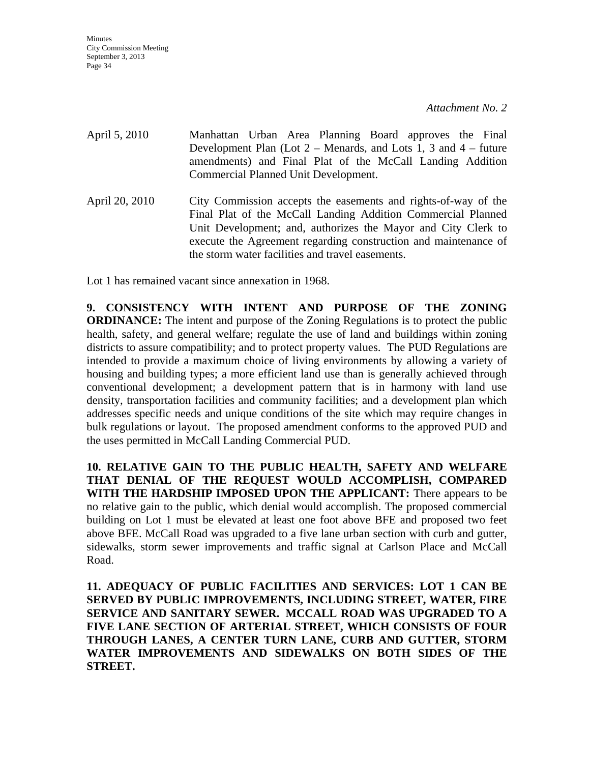*Attachment No. 2*

April 5, 2010 — Manhattan Urban Area Planning Board approves the Final Development Plan (Lot 2 – Menards, and Lots 1, 3 and 4 – future amendments) and Final Plat of the McCall Landing Addition Commercial Planned Unit Development.

April 20, 2010 — City Commission accepts the easements and rights-of-way of the Final Plat of the McCall Landing Addition Commercial Planned Unit Development; and, authorizes the Mayor and City Clerk to execute the Agreement regarding construction and maintenance of the storm water facilities and travel easements.

Lot 1 has remained vacant since annexation in 1968.

**9. CONSISTENCY WITH INTENT AND PURPOSE OF THE ZONING ORDINANCE:** The intent and purpose of the Zoning Regulations is to protect the public health, safety, and general welfare; regulate the use of land and buildings within zoning districts to assure compatibility; and to protect property values. The PUD Regulations are intended to provide a maximum choice of living environments by allowing a variety of housing and building types; a more efficient land use than is generally achieved through conventional development; a development pattern that is in harmony with land use density, transportation facilities and community facilities; and a development plan which addresses specific needs and unique conditions of the site which may require changes in bulk regulations or layout. The proposed amendment conforms to the approved PUD and the uses permitted in McCall Landing Commercial PUD.

**10. RELATIVE GAIN TO THE PUBLIC HEALTH, SAFETY AND WELFARE THAT DENIAL OF THE REQUEST WOULD ACCOMPLISH, COMPARED WITH THE HARDSHIP IMPOSED UPON THE APPLICANT:** There appears to be no relative gain to the public, which denial would accomplish. The proposed commercial building on Lot 1 must be elevated at least one foot above BFE and proposed two feet above BFE. McCall Road was upgraded to a five lane urban section with curb and gutter, sidewalks, storm sewer improvements and traffic signal at Carlson Place and McCall Road.

**11. ADEQUACY OF PUBLIC FACILITIES AND SERVICES: LOT 1 CAN BE SERVED BY PUBLIC IMPROVEMENTS, INCLUDING STREET, WATER, FIRE SERVICE AND SANITARY SEWER. MCCALL ROAD WAS UPGRADED TO A FIVE LANE SECTION OF ARTERIAL STREET, WHICH CONSISTS OF FOUR THROUGH LANES, A CENTER TURN LANE, CURB AND GUTTER, STORM WATER IMPROVEMENTS AND SIDEWALKS ON BOTH SIDES OF THE STREET.**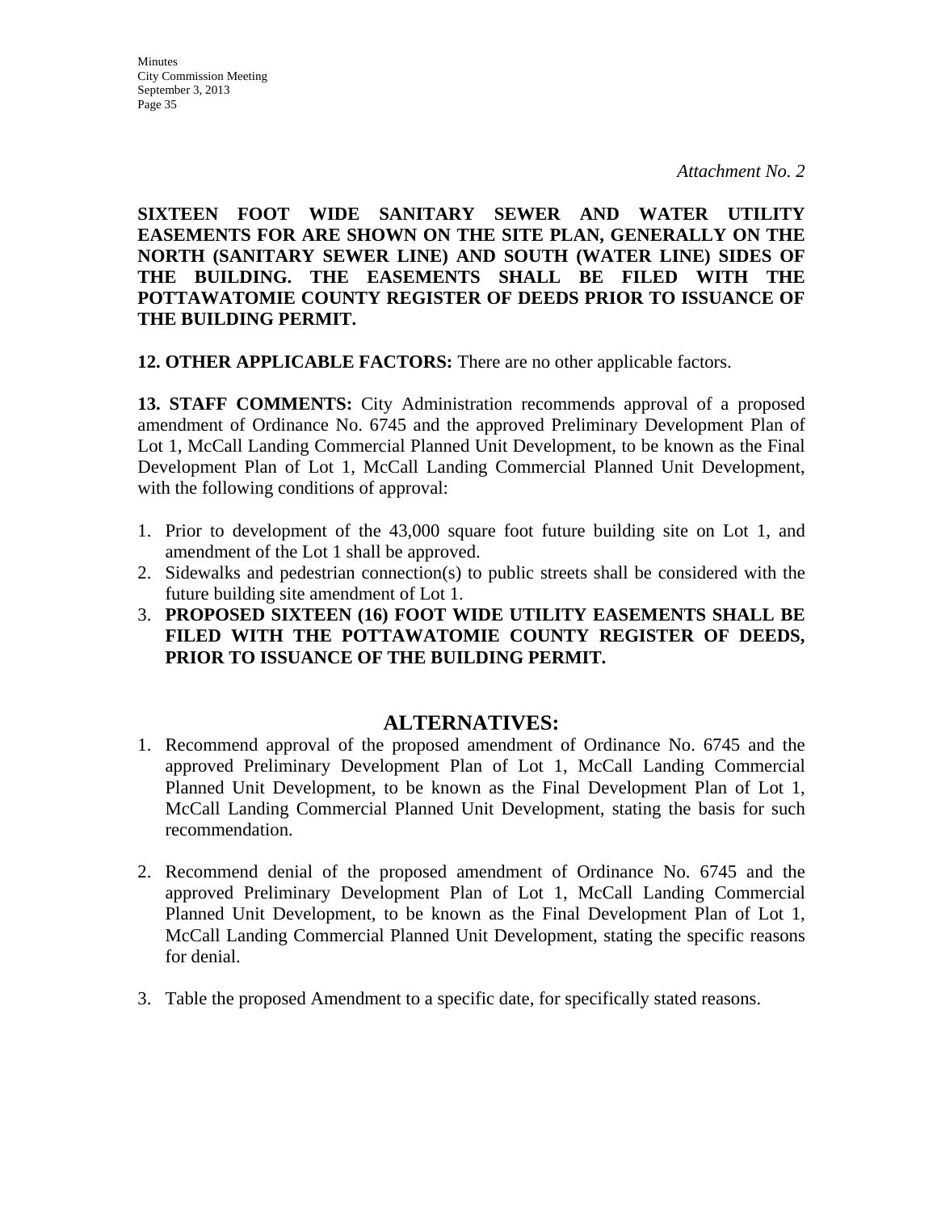*Attachment No. 2*

**SIXTEEN FOOT WIDE SANITARY SEWER AND WATER UTILITY EASEMENTS FOR ARE SHOWN ON THE SITE PLAN, GENERALLY ON THE NORTH (SANITARY SEWER LINE) AND SOUTH (WATER LINE) SIDES OF THE BUILDING. THE EASEMENTS SHALL BE FILED WITH THE POTTAWATOMIE COUNTY REGISTER OF DEEDS PRIOR TO ISSUANCE OF THE BUILDING PERMIT.**

**12. OTHER APPLICABLE FACTORS:** There are no other applicable factors.

**13. STAFF COMMENTS:** City Administration recommends approval of a proposed amendment of Ordinance No. 6745 and the approved Preliminary Development Plan of Lot 1, McCall Landing Commercial Planned Unit Development, to be known as the Final Development Plan of Lot 1, McCall Landing Commercial Planned Unit Development, with the following conditions of approval:

1. Prior to development of the 43,000 square foot future building site on Lot 1, and amendment of the Lot 1 shall be approved.
2. Sidewalks and pedestrian connection(s) to public streets shall be considered with the future building site amendment of Lot 1.
3. **PROPOSED SIXTEEN (16) FOOT WIDE UTILITY EASEMENTS SHALL BE FILED WITH THE POTTAWATOMIE COUNTY REGISTER OF DEEDS, PRIOR TO ISSUANCE OF THE BUILDING PERMIT.**

## ALTERNATIVES:

1. Recommend approval of the proposed amendment of Ordinance No. 6745 and the approved Preliminary Development Plan of Lot 1, McCall Landing Commercial Planned Unit Development, to be known as the Final Development Plan of Lot 1, McCall Landing Commercial Planned Unit Development, stating the basis for such recommendation.

2. Recommend denial of the proposed amendment of Ordinance No. 6745 and the approved Preliminary Development Plan of Lot 1, McCall Landing Commercial Planned Unit Development, to be known as the Final Development Plan of Lot 1, McCall Landing Commercial Planned Unit Development, stating the specific reasons for denial.

3. Table the proposed Amendment to a specific date, for specifically stated reasons.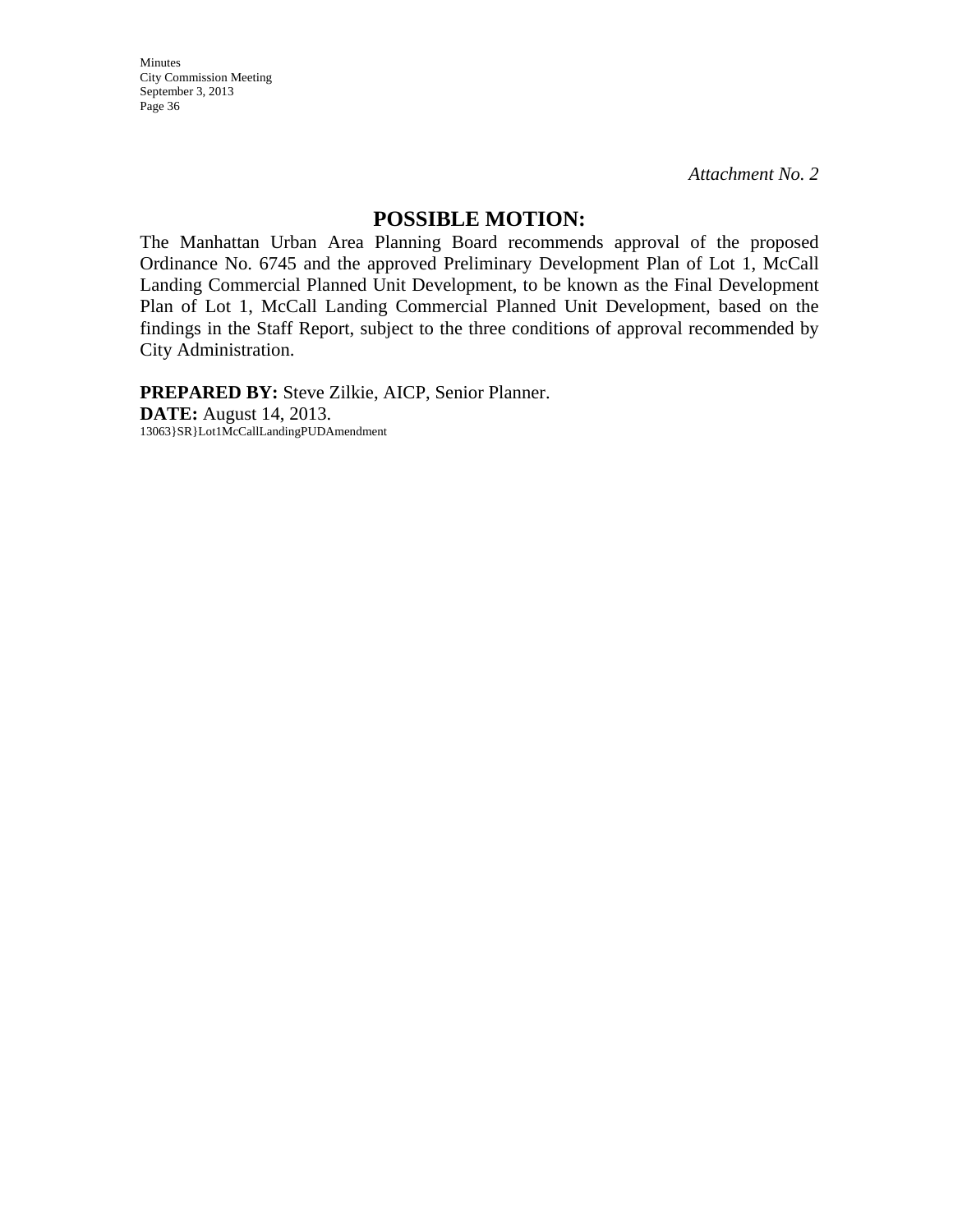*Attachment No. 2*

## POSSIBLE MOTION:

The Manhattan Urban Area Planning Board recommends approval of the proposed Ordinance No. 6745 and the approved Preliminary Development Plan of Lot 1, McCall Landing Commercial Planned Unit Development, to be known as the Final Development Plan of Lot 1, McCall Landing Commercial Planned Unit Development, based on the findings in the Staff Report, subject to the three conditions of approval recommended by City Administration.

**PREPARED BY:** Steve Zilkie, AICP, Senior Planner.
**DATE:** August 14, 2013.
13063}SR}Lot1McCallLandingPUDAmendment